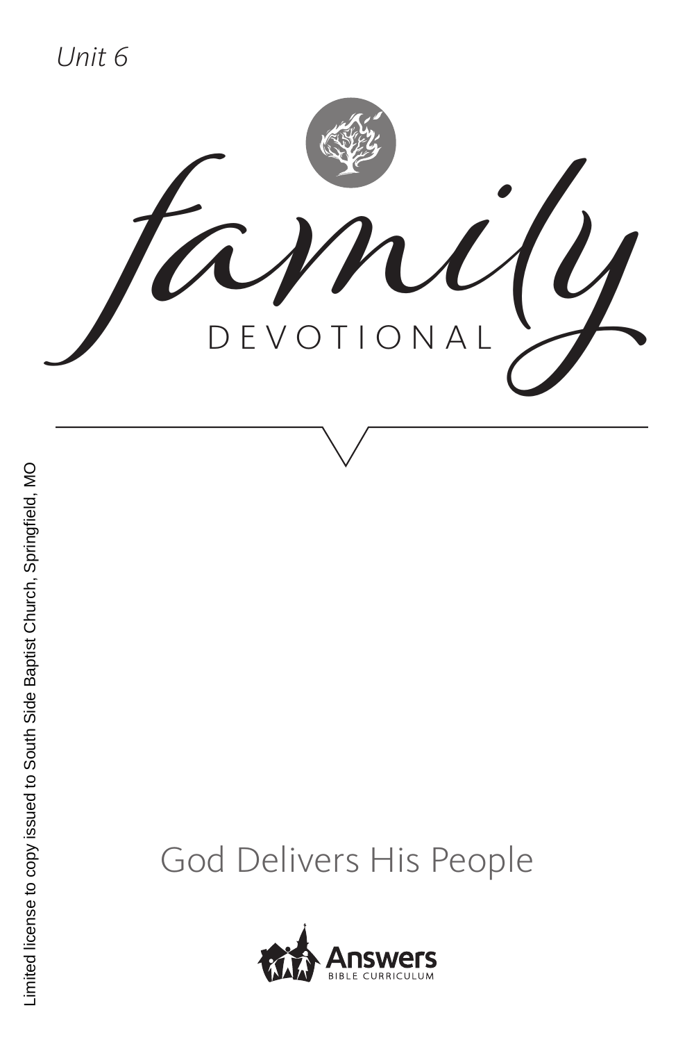*Unit 6*

# family

## DEVOTIONAL

God Delivers His People

Answers BIBLE CURRICULUM

Limited license to copy issued to South Side Baptist Church, Springfield, MO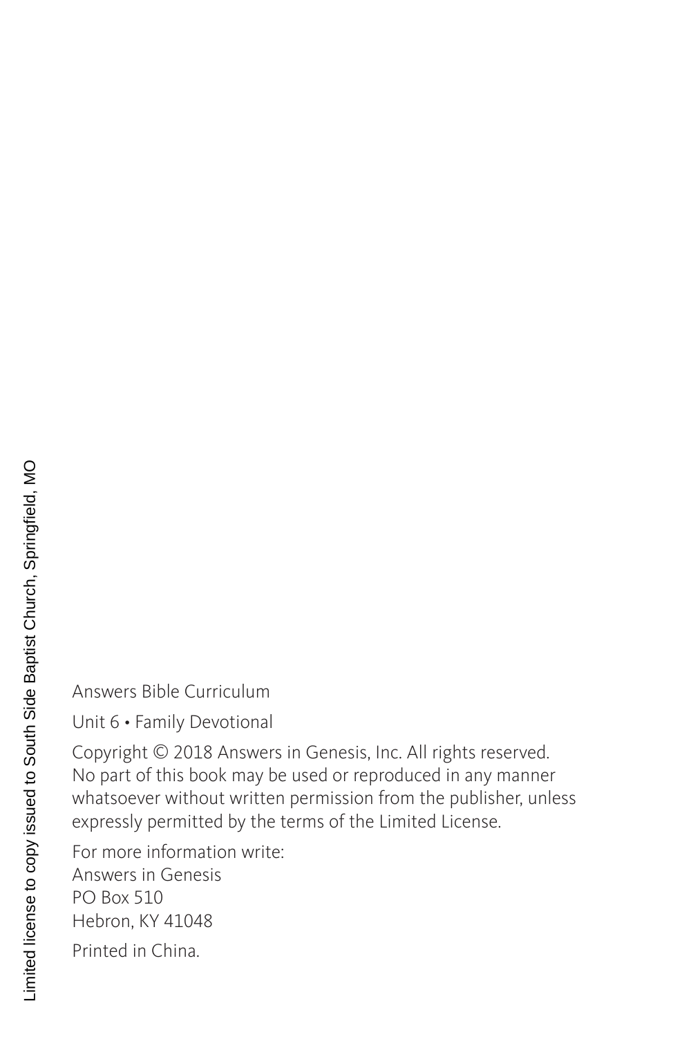Answers Bible Curriculum

Unit 6 • Family Devotional

Copyright © 2018 Answers in Genesis, Inc. All rights reserved. No part of this book may be used or reproduced in any manner whatsoever without written permission from the publisher, unless expressly permitted by the terms of the Limited License.

For more information write:
Answers in Genesis
PO Box 510
Hebron, KY 41048

Printed in China.

Limited license to copy issued to South Side Baptist Church, Springfield, MO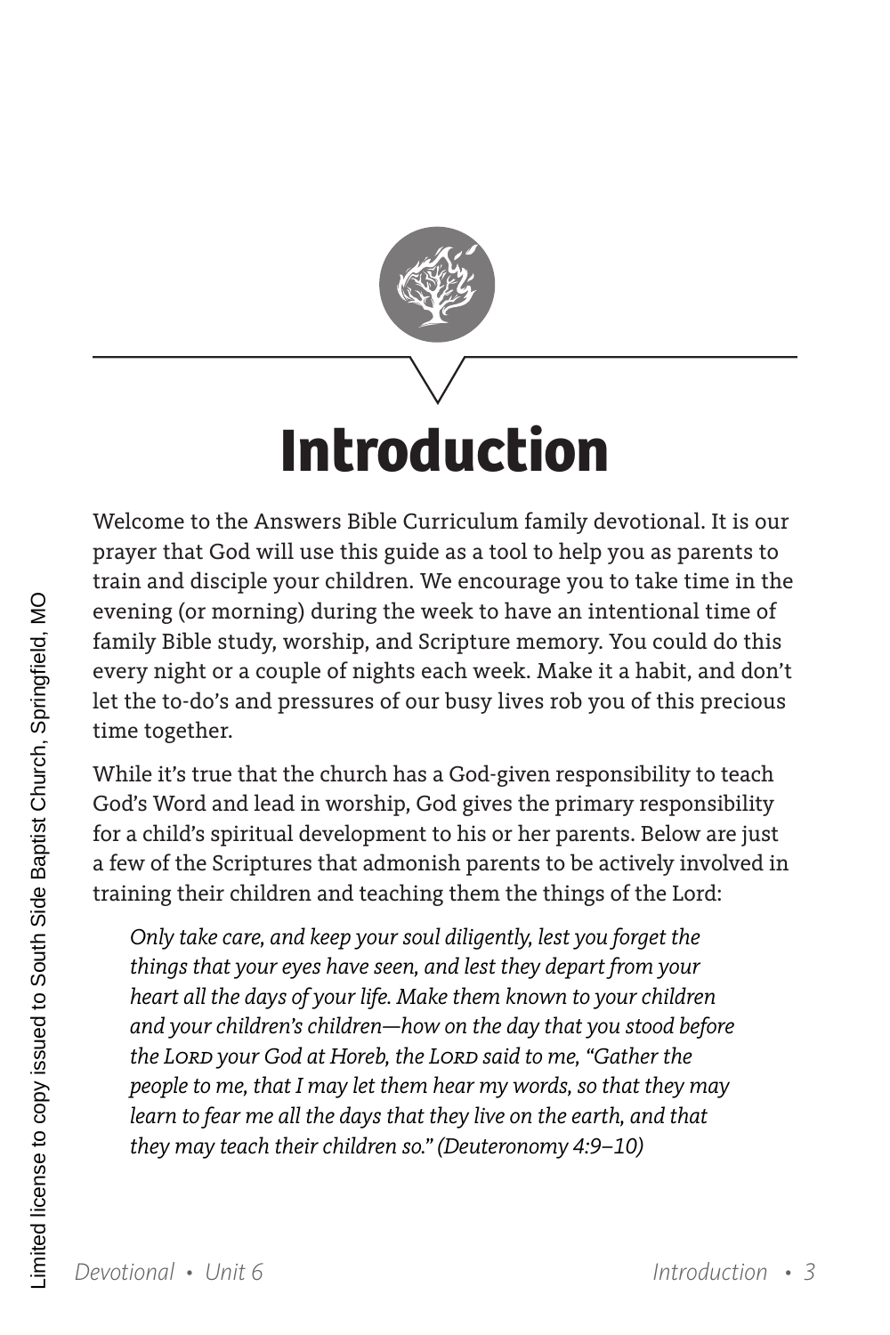# Introduction

Welcome to the Answers Bible Curriculum family devotional. It is our prayer that God will use this guide as a tool to help you as parents to train and disciple your children. We encourage you to take time in the evening (or morning) during the week to have an intentional time of family Bible study, worship, and Scripture memory. You could do this every night or a couple of nights each week. Make it a habit, and don't let the to-do's and pressures of our busy lives rob you of this precious time together.

While it's true that the church has a God-given responsibility to teach God's Word and lead in worship, God gives the primary responsibility for a child's spiritual development to his or her parents. Below are just a few of the Scriptures that admonish parents to be actively involved in training their children and teaching them the things of the Lord:

> *Only take care, and keep your soul diligently, lest you forget the things that your eyes have seen, and lest they depart from your heart all the days of your life. Make them known to your children and your children's children—how on the day that you stood before the LORD your God at Horeb, the LORD said to me, "Gather the people to me, that I may let them hear my words, so that they may learn to fear me all the days that they live on the earth, and that they may teach their children so." (Deuteronomy 4:9–10)*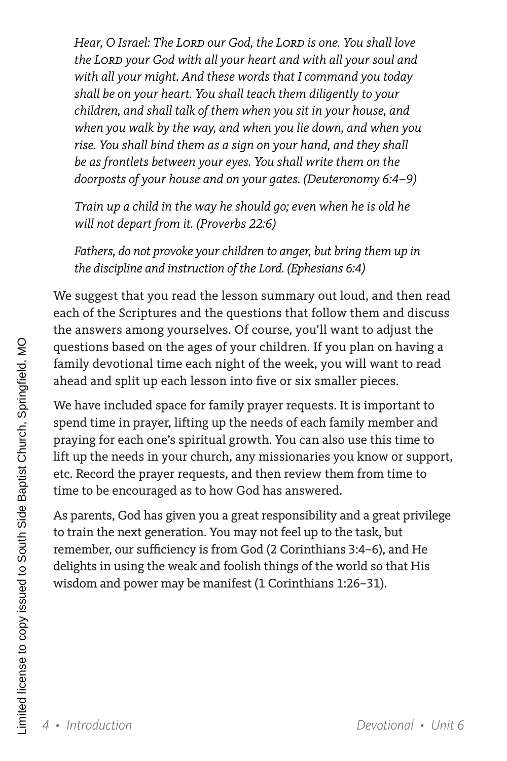*Hear, O Israel: The Lord our God, the Lord is one. You shall love the Lord your God with all your heart and with all your soul and with all your might. And these words that I command you today shall be on your heart. You shall teach them diligently to your children, and shall talk of them when you sit in your house, and when you walk by the way, and when you lie down, and when you rise. You shall bind them as a sign on your hand, and they shall be as frontlets between your eyes. You shall write them on the doorposts of your house and on your gates. (Deuteronomy 6:4–9)*

*Train up a child in the way he should go; even when he is old he will not depart from it. (Proverbs 22:6)*

*Fathers, do not provoke your children to anger, but bring them up in the discipline and instruction of the Lord. (Ephesians 6:4)*

We suggest that you read the lesson summary out loud, and then read each of the Scriptures and the questions that follow them and discuss the answers among yourselves. Of course, you'll want to adjust the questions based on the ages of your children. If you plan on having a family devotional time each night of the week, you will want to read ahead and split up each lesson into five or six smaller pieces.

We have included space for family prayer requests. It is important to spend time in prayer, lifting up the needs of each family member and praying for each one's spiritual growth. You can also use this time to lift up the needs in your church, any missionaries you know or support, etc. Record the prayer requests, and then review them from time to time to be encouraged as to how God has answered.

As parents, God has given you a great responsibility and a great privilege to train the next generation. You may not feel up to the task, but remember, our sufficiency is from God (2 Corinthians 3:4–6), and He delights in using the weak and foolish things of the world so that His wisdom and power may be manifest (1 Corinthians 1:26–31).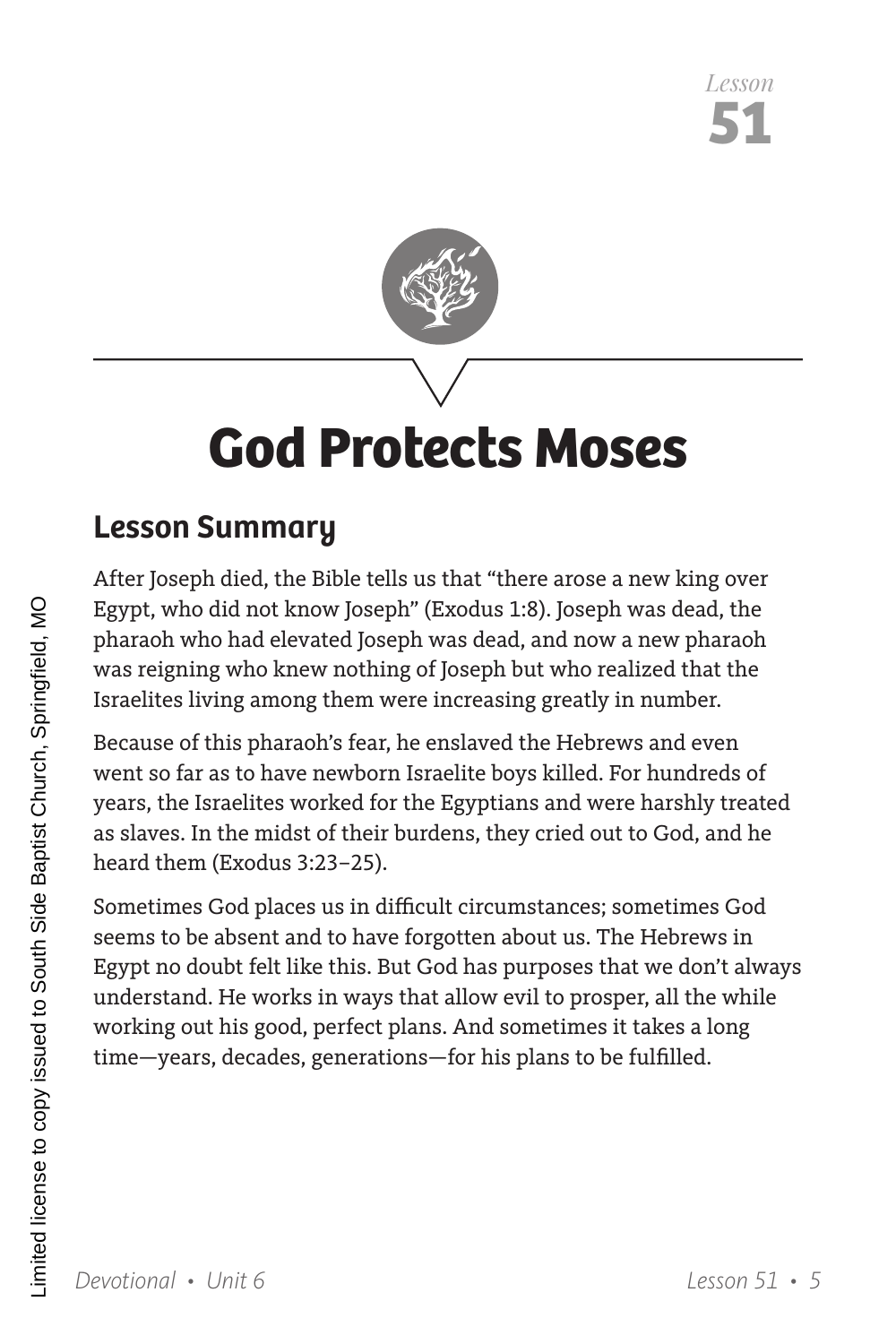Lesson 51

# God Protects Moses

## Lesson Summary

After Joseph died, the Bible tells us that "there arose a new king over Egypt, who did not know Joseph" (Exodus 1:8). Joseph was dead, the pharaoh who had elevated Joseph was dead, and now a new pharaoh was reigning who knew nothing of Joseph but who realized that the Israelites living among them were increasing greatly in number.

Because of this pharaoh's fear, he enslaved the Hebrews and even went so far as to have newborn Israelite boys killed. For hundreds of years, the Israelites worked for the Egyptians and were harshly treated as slaves. In the midst of their burdens, they cried out to God, and he heard them (Exodus 3:23–25).

Sometimes God places us in difficult circumstances; sometimes God seems to be absent and to have forgotten about us. The Hebrews in Egypt no doubt felt like this. But God has purposes that we don't always understand. He works in ways that allow evil to prosper, all the while working out his good, perfect plans. And sometimes it takes a long time—years, decades, generations—for his plans to be fulfilled.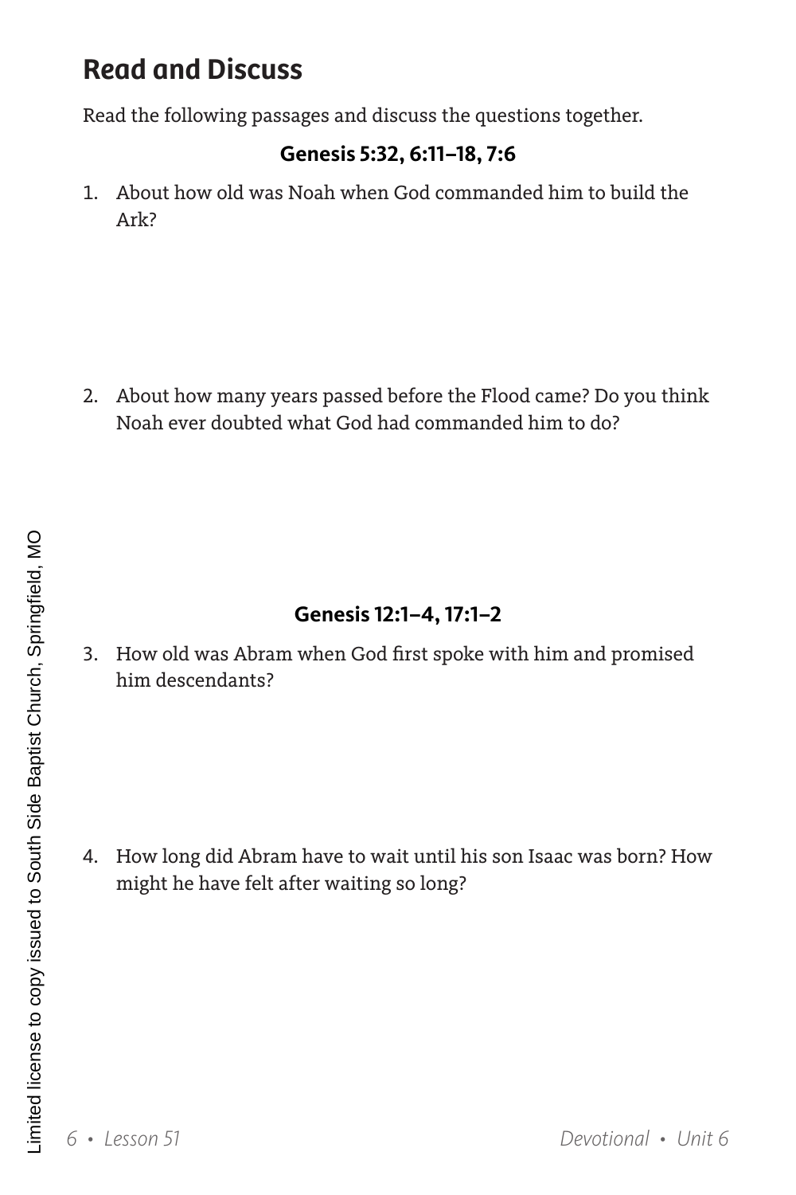## Read and Discuss

Read the following passages and discuss the questions together.

**Genesis 5:32, 6:11–18, 7:6**

1. About how old was Noah when God commanded him to build the Ark?

2. About how many years passed before the Flood came? Do you think Noah ever doubted what God had commanded him to do?

**Genesis 12:1–4, 17:1–2**

3. How old was Abram when God first spoke with him and promised him descendants?

4. How long did Abram have to wait until his son Isaac was born? How might he have felt after waiting so long?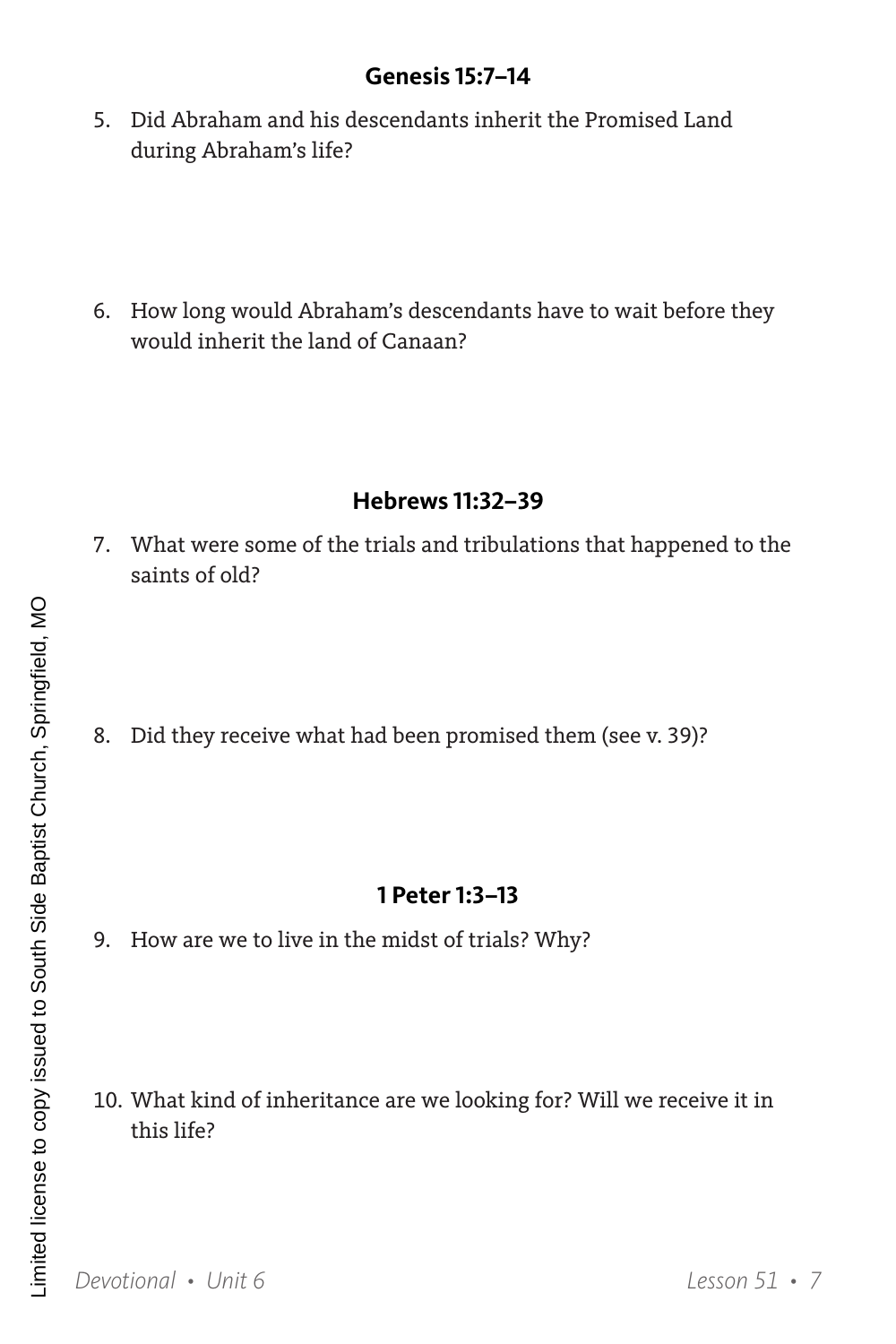### Genesis 15:7–14

5. Did Abraham and his descendants inherit the Promised Land during Abraham's life?

6. How long would Abraham's descendants have to wait before they would inherit the land of Canaan?

### Hebrews 11:32–39

7. What were some of the trials and tribulations that happened to the saints of old?

8. Did they receive what had been promised them (see v. 39)?

### 1 Peter 1:3–13

9. How are we to live in the midst of trials? Why?

10. What kind of inheritance are we looking for? Will we receive it in this life?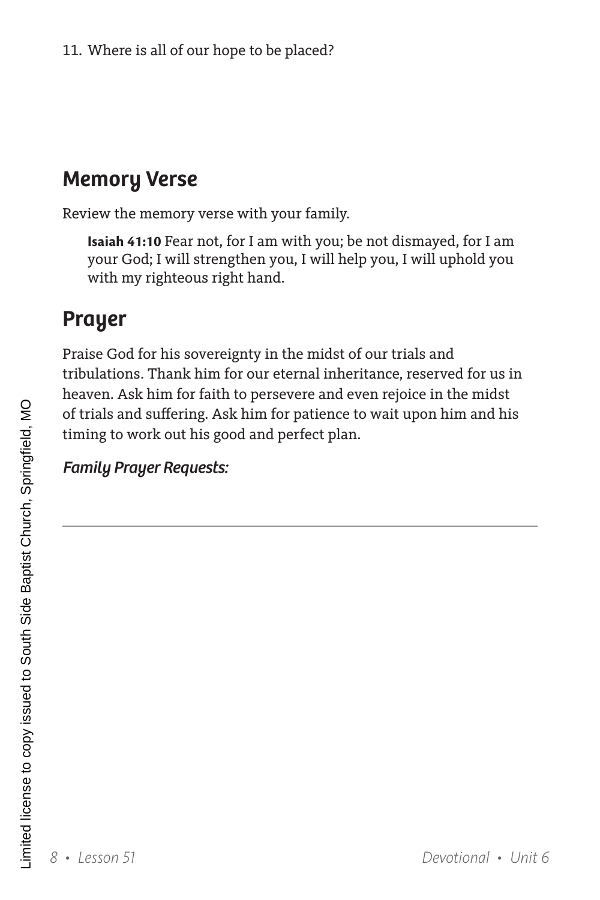11. Where is all of our hope to be placed?

## Memory Verse

Review the memory verse with your family.

> **Isaiah 41:10** Fear not, for I am with you; be not dismayed, for I am your God; I will strengthen you, I will help you, I will uphold you with my righteous right hand.

## Prayer

Praise God for his sovereignty in the midst of our trials and tribulations. Thank him for our eternal inheritance, reserved for us in heaven. Ask him for faith to persevere and even rejoice in the midst of trials and suffering. Ask him for patience to wait upon him and his timing to work out his good and perfect plan.

***Family Prayer Requests:***

---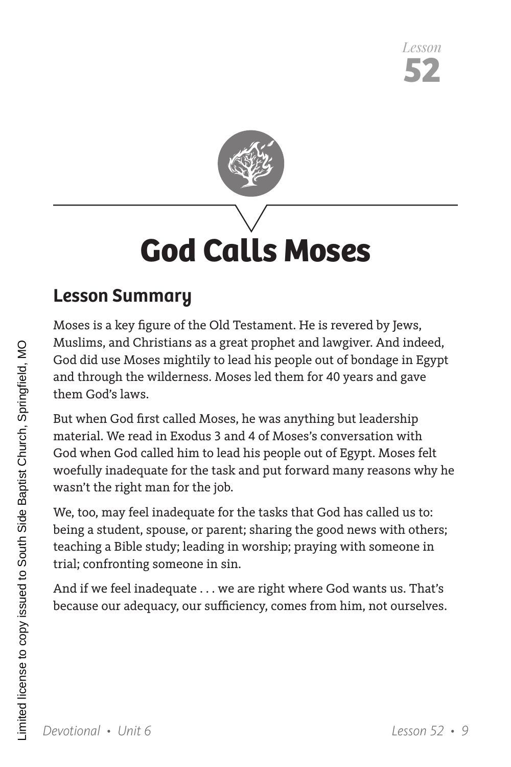*Lesson*
**52**

# God Calls Moses

## Lesson Summary

Moses is a key figure of the Old Testament. He is revered by Jews, Muslims, and Christians as a great prophet and lawgiver. And indeed, God did use Moses mightily to lead his people out of bondage in Egypt and through the wilderness. Moses led them for 40 years and gave them God's laws.

But when God first called Moses, he was anything but leadership material. We read in Exodus 3 and 4 of Moses's conversation with God when God called him to lead his people out of Egypt. Moses felt woefully inadequate for the task and put forward many reasons why he wasn't the right man for the job.

We, too, may feel inadequate for the tasks that God has called us to: being a student, spouse, or parent; sharing the good news with others; teaching a Bible study; leading in worship; praying with someone in trial; confronting someone in sin.

And if we feel inadequate . . . we are right where God wants us. That's because our adequacy, our sufficiency, comes from him, not ourselves.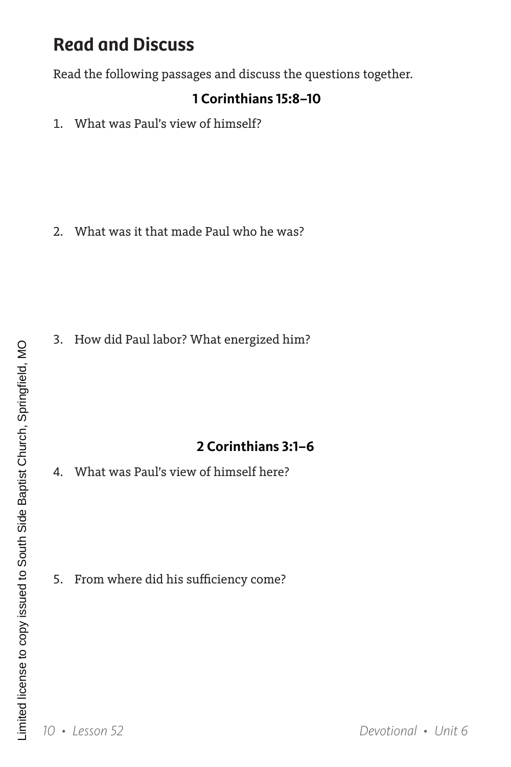## Read and Discuss

Read the following passages and discuss the questions together.

**1 Corinthians 15:8–10**

1. What was Paul's view of himself?

2. What was it that made Paul who he was?

3. How did Paul labor? What energized him?

**2 Corinthians 3:1–6**

4. What was Paul's view of himself here?

5. From where did his sufficiency come?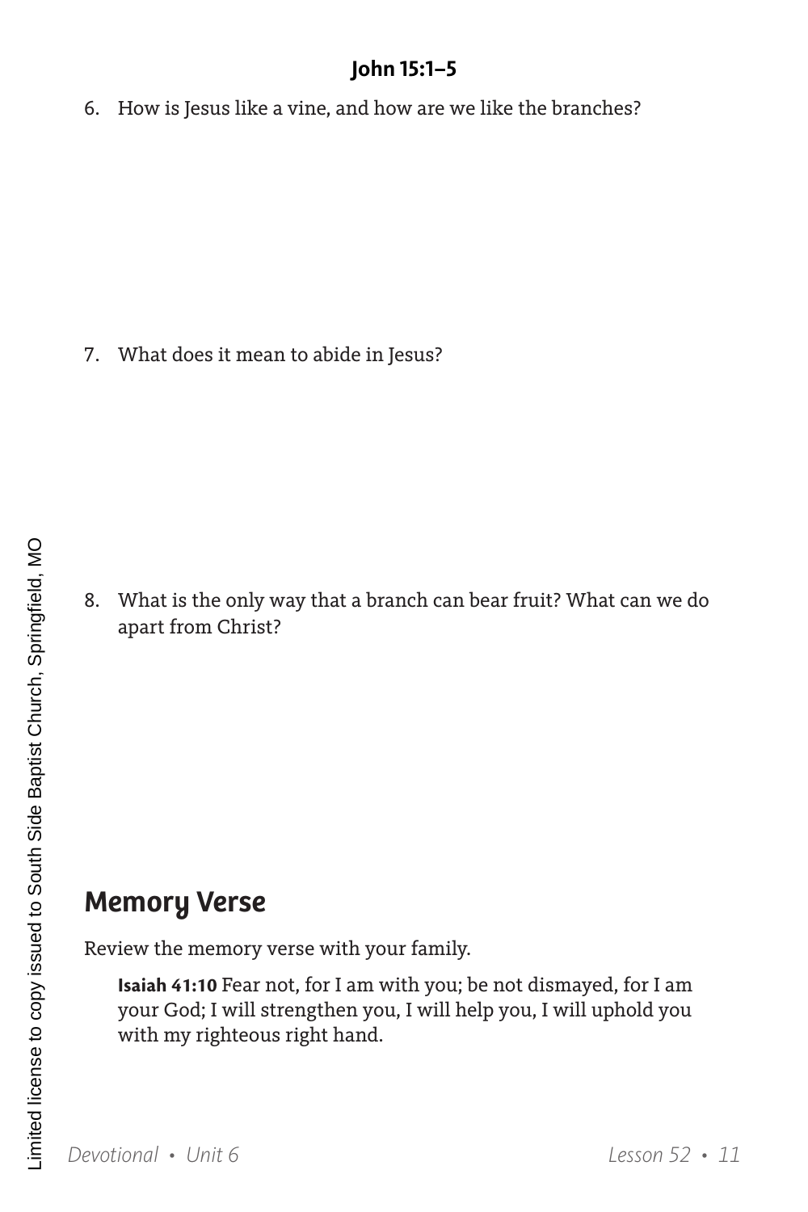**John 15:1–5**

6. How is Jesus like a vine, and how are we like the branches?

7. What does it mean to abide in Jesus?

8. What is the only way that a branch can bear fruit? What can we do apart from Christ?

## Memory Verse

Review the memory verse with your family.

> **Isaiah 41:10** Fear not, for I am with you; be not dismayed, for I am your God; I will strengthen you, I will help you, I will uphold you with my righteous right hand.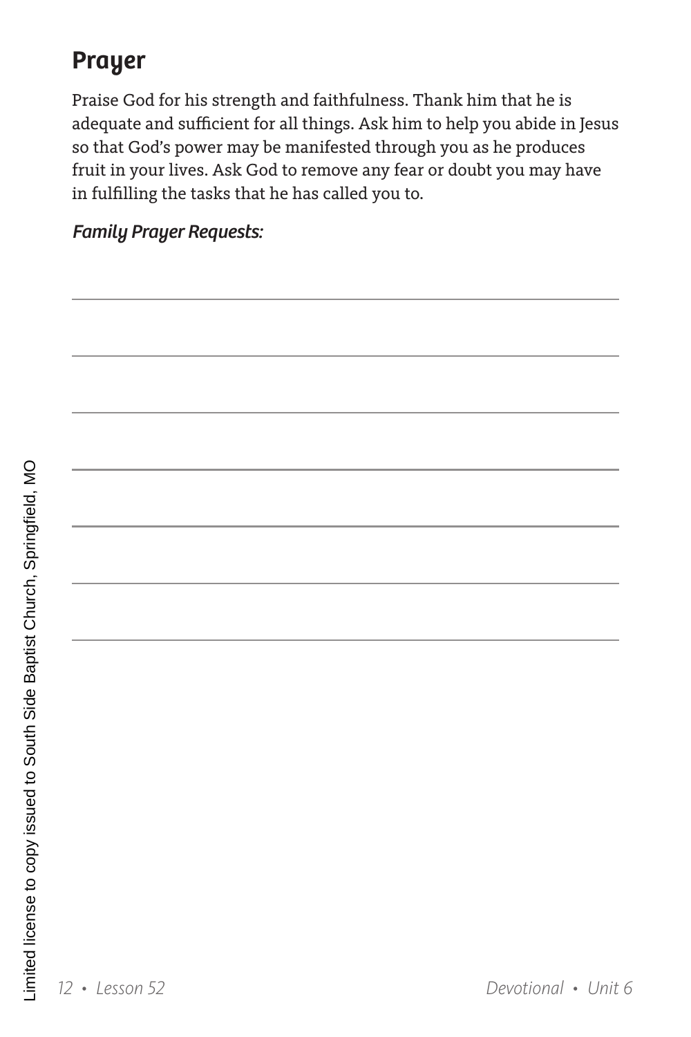## Prayer

Praise God for his strength and faithfulness. Thank him that he is adequate and sufficient for all things. Ask him to help you abide in Jesus so that God's power may be manifested through you as he produces fruit in your lives. Ask God to remove any fear or doubt you may have in fulfilling the tasks that he has called you to.

***Family Prayer Requests:***

_______________________________________________

_______________________________________________

_______________________________________________

_______________________________________________

_______________________________________________

_______________________________________________

_______________________________________________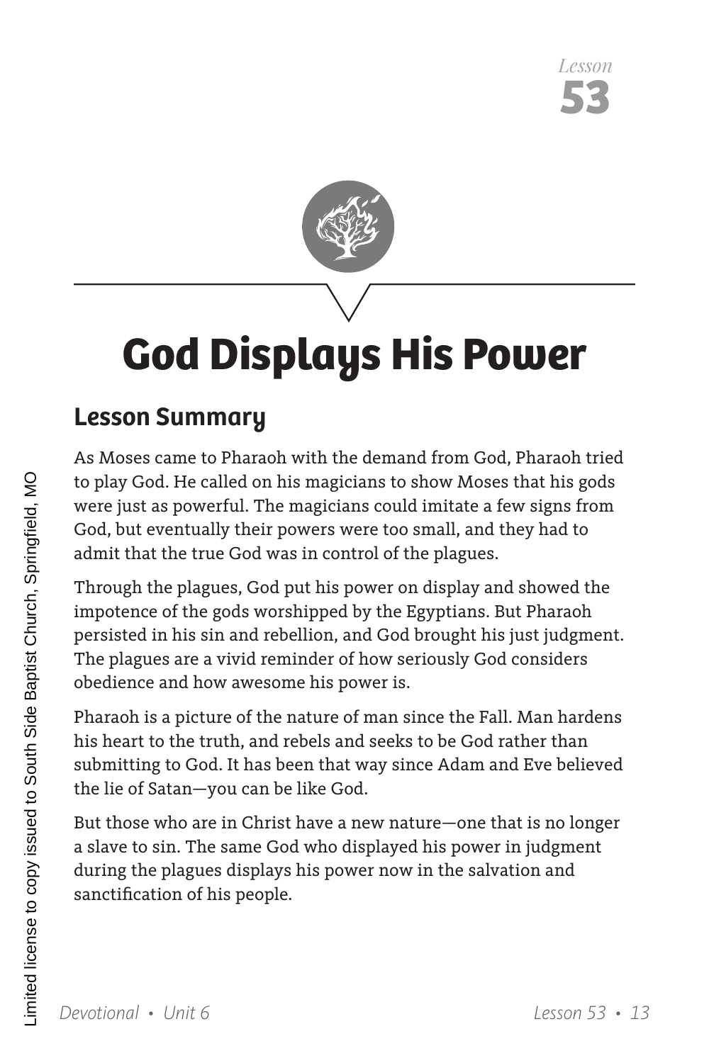Lesson
**53**

# God Displays His Power

## Lesson Summary

As Moses came to Pharaoh with the demand from God, Pharaoh tried to play God. He called on his magicians to show Moses that his gods were just as powerful. The magicians could imitate a few signs from God, but eventually their powers were too small, and they had to admit that the true God was in control of the plagues.

Through the plagues, God put his power on display and showed the impotence of the gods worshipped by the Egyptians. But Pharaoh persisted in his sin and rebellion, and God brought his just judgment. The plagues are a vivid reminder of how seriously God considers obedience and how awesome his power is.

Pharaoh is a picture of the nature of man since the Fall. Man hardens his heart to the truth, and rebels and seeks to be God rather than submitting to God. It has been that way since Adam and Eve believed the lie of Satan—you can be like God.

But those who are in Christ have a new nature—one that is no longer a slave to sin. The same God who displayed his power in judgment during the plagues displays his power now in the salvation and sanctification of his people.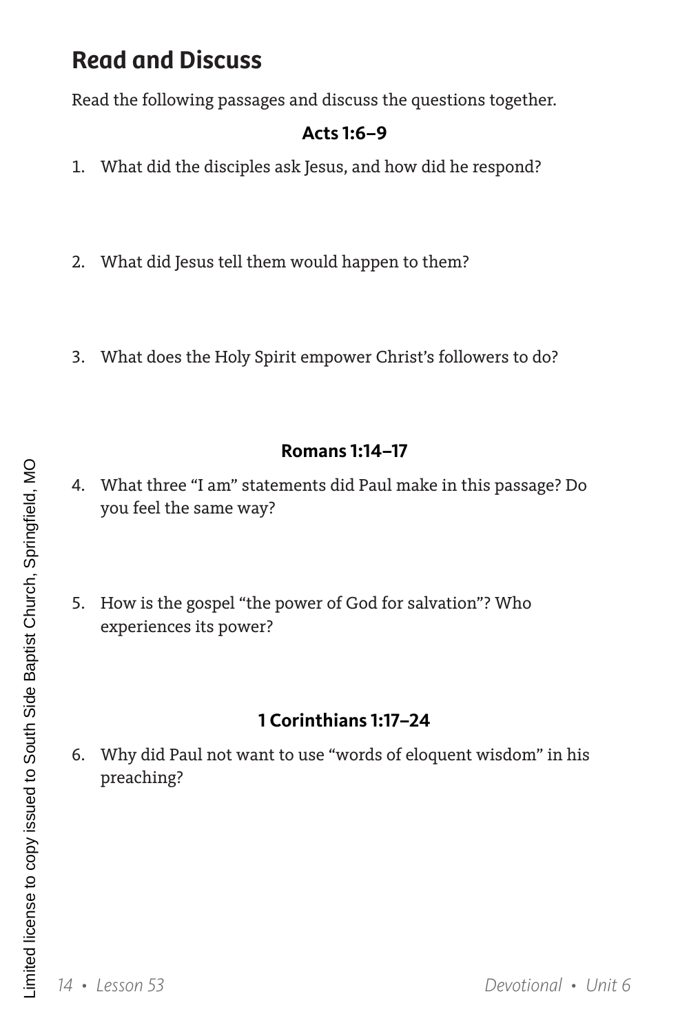## Read and Discuss

Read the following passages and discuss the questions together.

**Acts 1:6–9**

1. What did the disciples ask Jesus, and how did he respond?

2. What did Jesus tell them would happen to them?

3. What does the Holy Spirit empower Christ's followers to do?

**Romans 1:14–17**

4. What three "I am" statements did Paul make in this passage? Do you feel the same way?

5. How is the gospel "the power of God for salvation"? Who experiences its power?

**1 Corinthians 1:17–24**

6. Why did Paul not want to use "words of eloquent wisdom" in his preaching?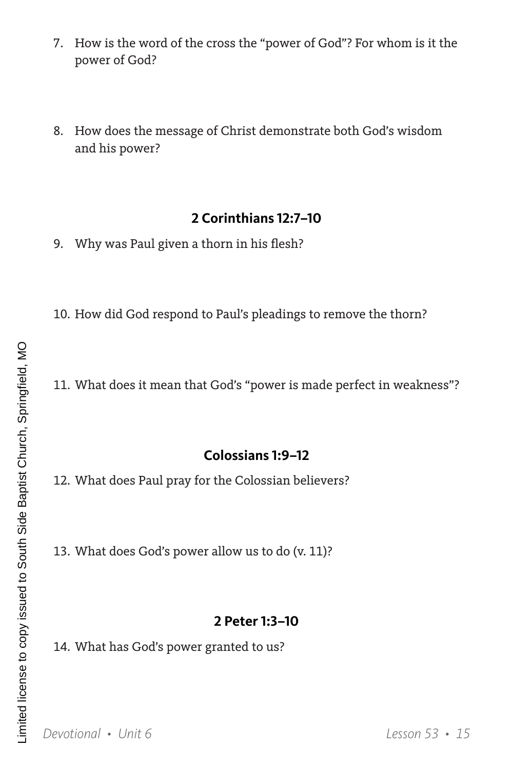7. How is the word of the cross the "power of God"? For whom is it the power of God?

8. How does the message of Christ demonstrate both God's wisdom and his power?

### 2 Corinthians 12:7–10

9. Why was Paul given a thorn in his flesh?

10. How did God respond to Paul's pleadings to remove the thorn?

11. What does it mean that God's "power is made perfect in weakness"?

### Colossians 1:9–12

12. What does Paul pray for the Colossian believers?

13. What does God's power allow us to do (v. 11)?

### 2 Peter 1:3–10

14. What has God's power granted to us?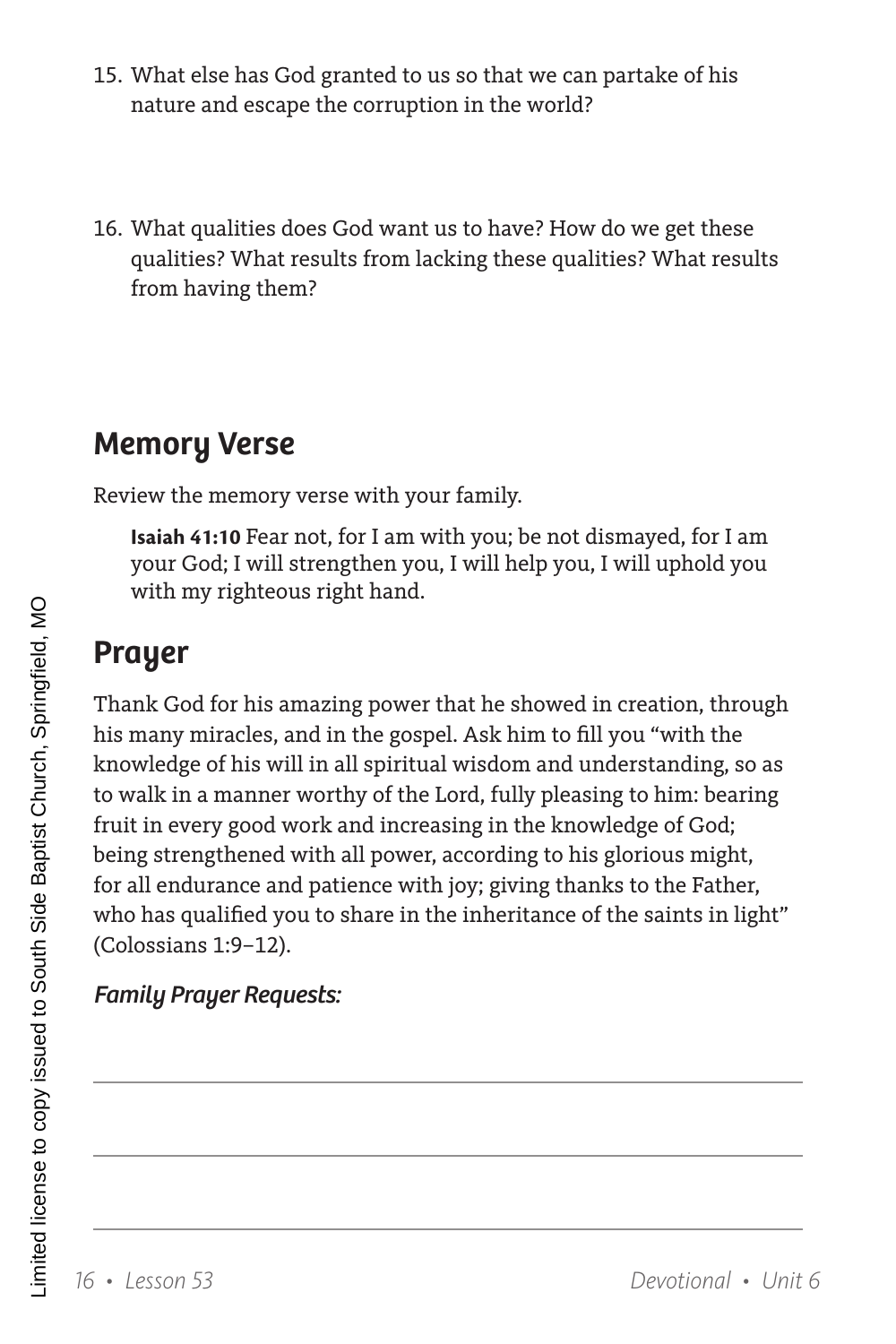15. What else has God granted to us so that we can partake of his nature and escape the corruption in the world?

16. What qualities does God want us to have? How do we get these qualities? What results from lacking these qualities? What results from having them?

## Memory Verse

Review the memory verse with your family.

> **Isaiah 41:10** Fear not, for I am with you; be not dismayed, for I am your God; I will strengthen you, I will help you, I will uphold you with my righteous right hand.

## Prayer

Thank God for his amazing power that he showed in creation, through his many miracles, and in the gospel. Ask him to fill you "with the knowledge of his will in all spiritual wisdom and understanding, so as to walk in a manner worthy of the Lord, fully pleasing to him: bearing fruit in every good work and increasing in the knowledge of God; being strengthened with all power, according to his glorious might, for all endurance and patience with joy; giving thanks to the Father, who has qualified you to share in the inheritance of the saints in light" (Colossians 1:9–12).

***Family Prayer Requests:***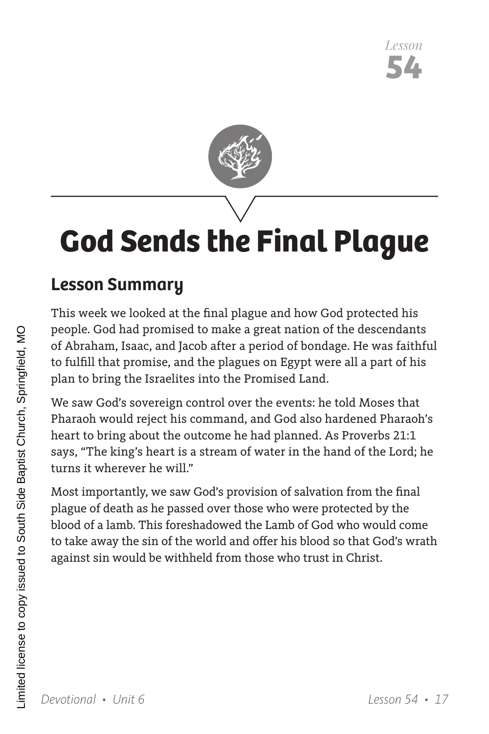*Lesson*
**54**

# God Sends the Final Plague

## Lesson Summary

This week we looked at the final plague and how God protected his people. God had promised to make a great nation of the descendants of Abraham, Isaac, and Jacob after a period of bondage. He was faithful to fulfill that promise, and the plagues on Egypt were all a part of his plan to bring the Israelites into the Promised Land.

We saw God's sovereign control over the events: he told Moses that Pharaoh would reject his command, and God also hardened Pharaoh's heart to bring about the outcome he had planned. As Proverbs 21:1 says, "The king's heart is a stream of water in the hand of the Lord; he turns it wherever he will."

Most importantly, we saw God's provision of salvation from the final plague of death as he passed over those who were protected by the blood of a lamb. This foreshadowed the Lamb of God who would come to take away the sin of the world and offer his blood so that God's wrath against sin would be withheld from those who trust in Christ.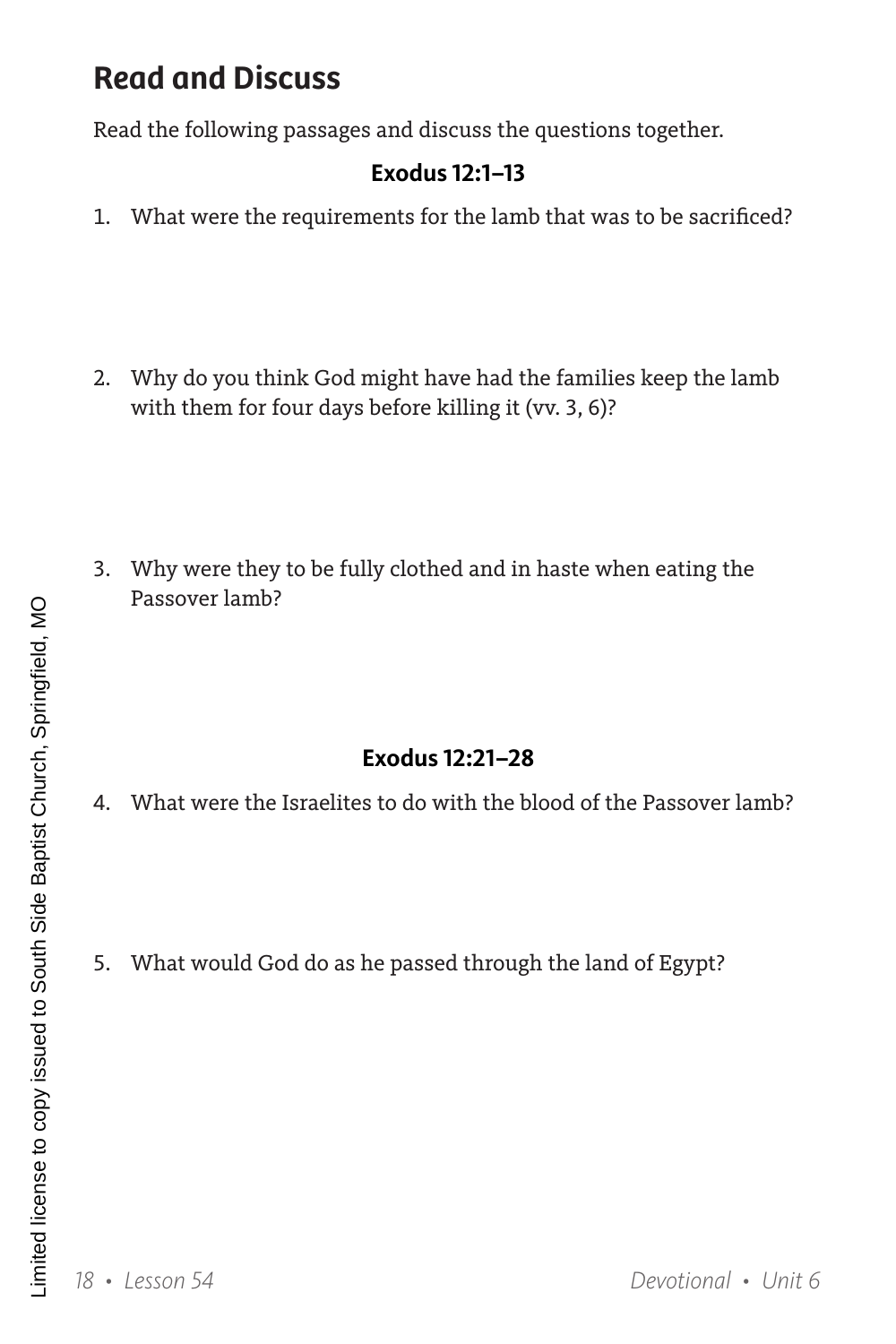## Read and Discuss

Read the following passages and discuss the questions together.

**Exodus 12:1–13**

1. What were the requirements for the lamb that was to be sacrificed?

2. Why do you think God might have had the families keep the lamb with them for four days before killing it (vv. 3, 6)?

3. Why were they to be fully clothed and in haste when eating the Passover lamb?

**Exodus 12:21–28**

4. What were the Israelites to do with the blood of the Passover lamb?

5. What would God do as he passed through the land of Egypt?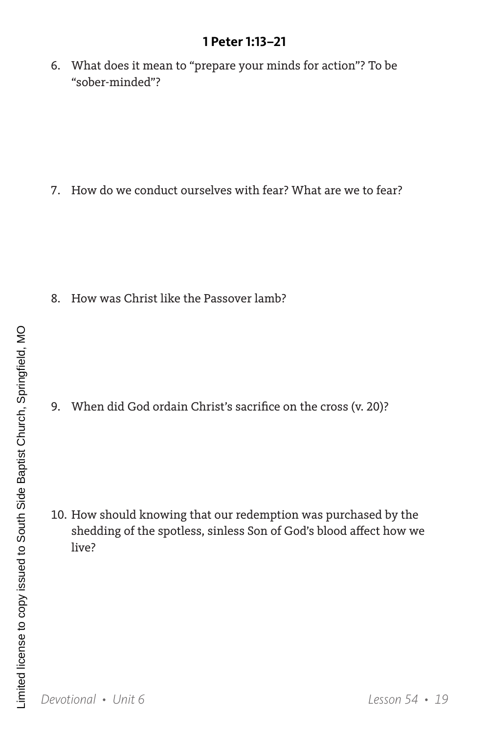### 1 Peter 1:13–21

6. What does it mean to "prepare your minds for action"? To be "sober-minded"?

7. How do we conduct ourselves with fear? What are we to fear?

8. How was Christ like the Passover lamb?

9. When did God ordain Christ's sacrifice on the cross (v. 20)?

10. How should knowing that our redemption was purchased by the shedding of the spotless, sinless Son of God's blood affect how we live?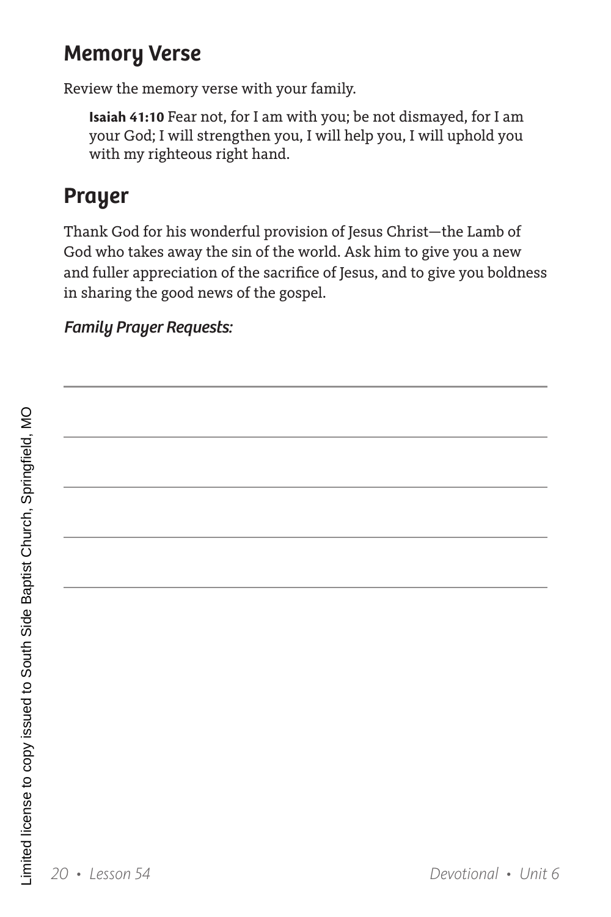## Memory Verse

Review the memory verse with your family.

> **Isaiah 41:10** Fear not, for I am with you; be not dismayed, for I am your God; I will strengthen you, I will help you, I will uphold you with my righteous right hand.

## Prayer

Thank God for his wonderful provision of Jesus Christ—the Lamb of God who takes away the sin of the world. Ask him to give you a new and fuller appreciation of the sacrifice of Jesus, and to give you boldness in sharing the good news of the gospel.

***Family Prayer Requests:***

Limited license to copy issued to South Side Baptist Church, Springfield, MO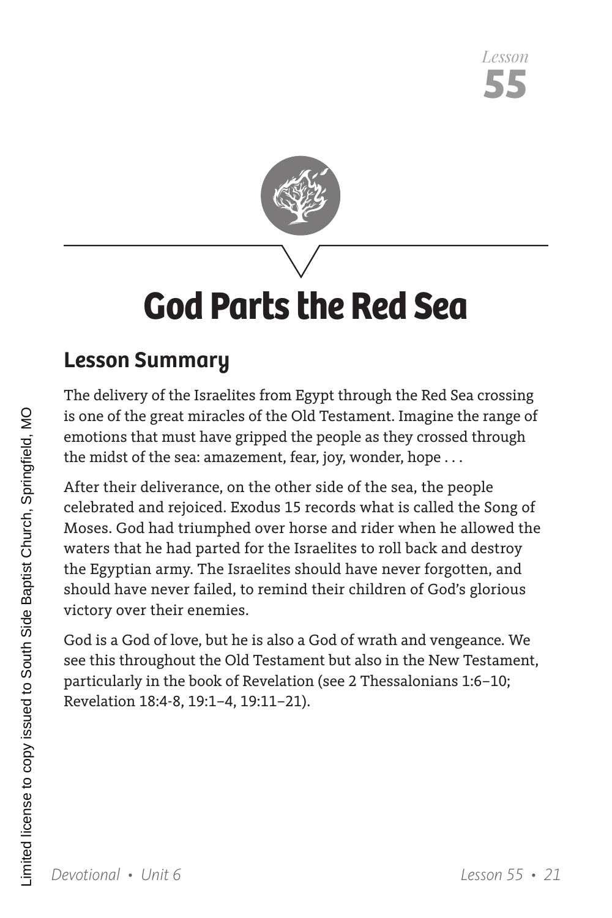Lesson
**55**

# God Parts the Red Sea

## Lesson Summary

The delivery of the Israelites from Egypt through the Red Sea crossing is one of the great miracles of the Old Testament. Imagine the range of emotions that must have gripped the people as they crossed through the midst of the sea: amazement, fear, joy, wonder, hope . . .

After their deliverance, on the other side of the sea, the people celebrated and rejoiced. Exodus 15 records what is called the Song of Moses. God had triumphed over horse and rider when he allowed the waters that he had parted for the Israelites to roll back and destroy the Egyptian army. The Israelites should have never forgotten, and should have never failed, to remind their children of God's glorious victory over their enemies.

God is a God of love, but he is also a God of wrath and vengeance. We see this throughout the Old Testament but also in the New Testament, particularly in the book of Revelation (see 2 Thessalonians 1:6–10; Revelation 18:4-8, 19:1–4, 19:11–21).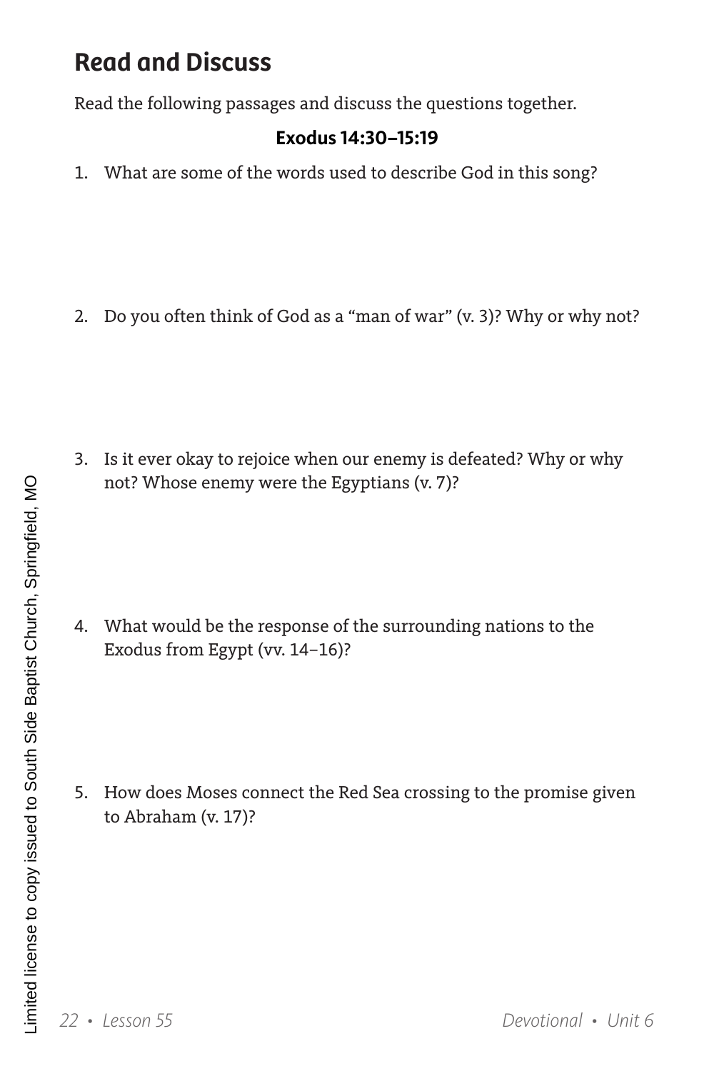## Read and Discuss

Read the following passages and discuss the questions together.

**Exodus 14:30–15:19**

1. What are some of the words used to describe God in this song?

2. Do you often think of God as a "man of war" (v. 3)? Why or why not?

3. Is it ever okay to rejoice when our enemy is defeated? Why or why not? Whose enemy were the Egyptians (v. 7)?

4. What would be the response of the surrounding nations to the Exodus from Egypt (vv. 14–16)?

5. How does Moses connect the Red Sea crossing to the promise given to Abraham (v. 17)?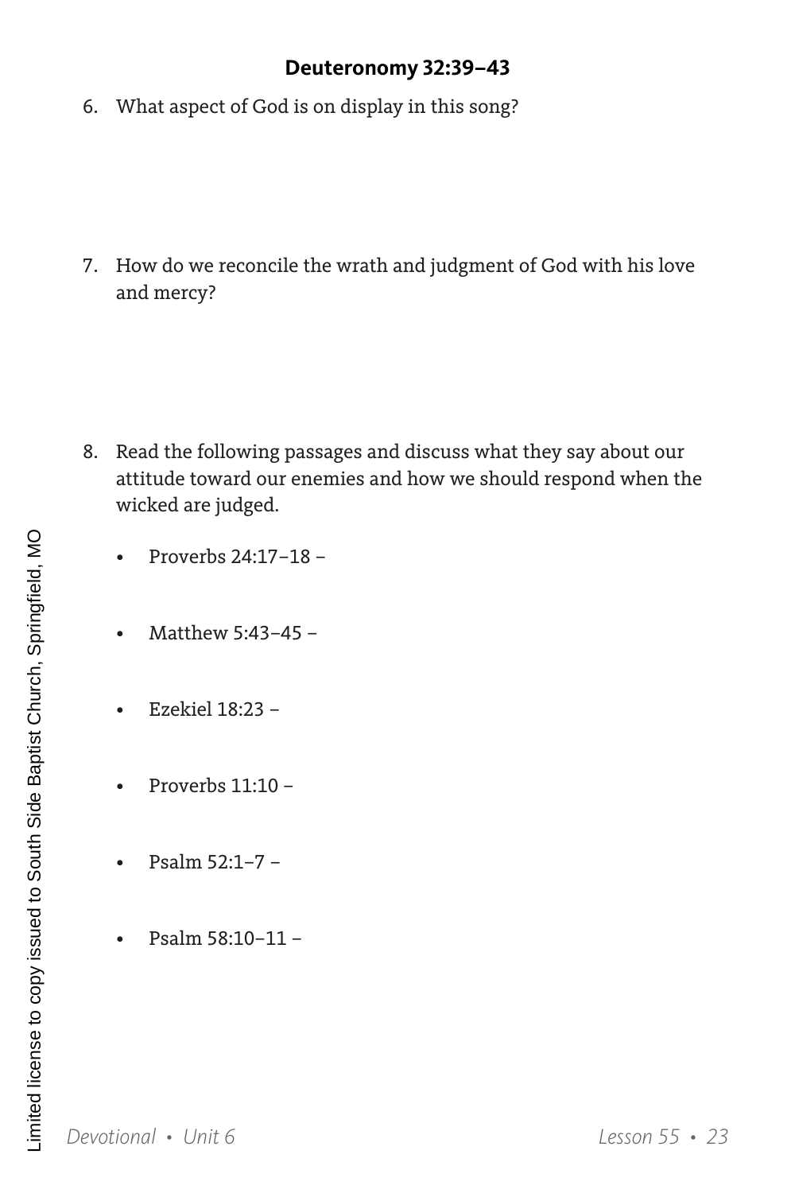### Deuteronomy 32:39–43

6. What aspect of God is on display in this song?

7. How do we reconcile the wrath and judgment of God with his love and mercy?

8. Read the following passages and discuss what they say about our attitude toward our enemies and how we should respond when the wicked are judged.

   - Proverbs 24:17–18 –
   - Matthew 5:43–45 –
   - Ezekiel 18:23 –
   - Proverbs 11:10 –
   - Psalm 52:1–7 –
   - Psalm 58:10–11 –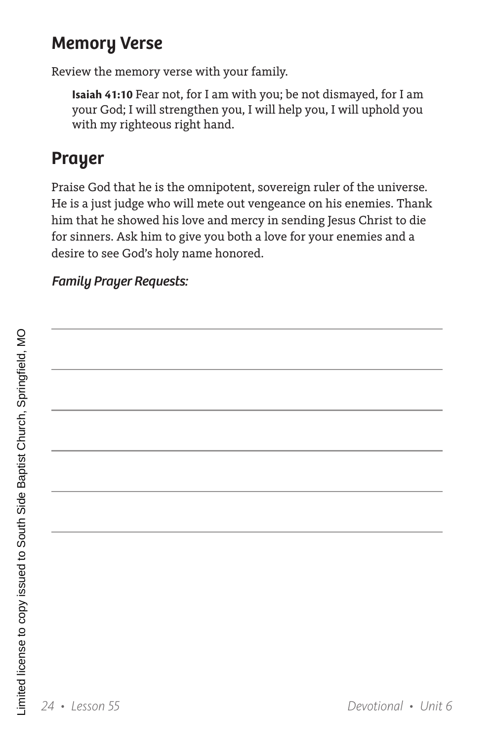## Memory Verse

Review the memory verse with your family.

> **Isaiah 41:10** Fear not, for I am with you; be not dismayed, for I am your God; I will strengthen you, I will help you, I will uphold you with my righteous right hand.

## Prayer

Praise God that he is the omnipotent, sovereign ruler of the universe. He is a just judge who will mete out vengeance on his enemies. Thank him that he showed his love and mercy in sending Jesus Christ to die for sinners. Ask him to give you both a love for your enemies and a desire to see God's holy name honored.

***Family Prayer Requests:***

______________________________________________

______________________________________________

______________________________________________

______________________________________________

______________________________________________

______________________________________________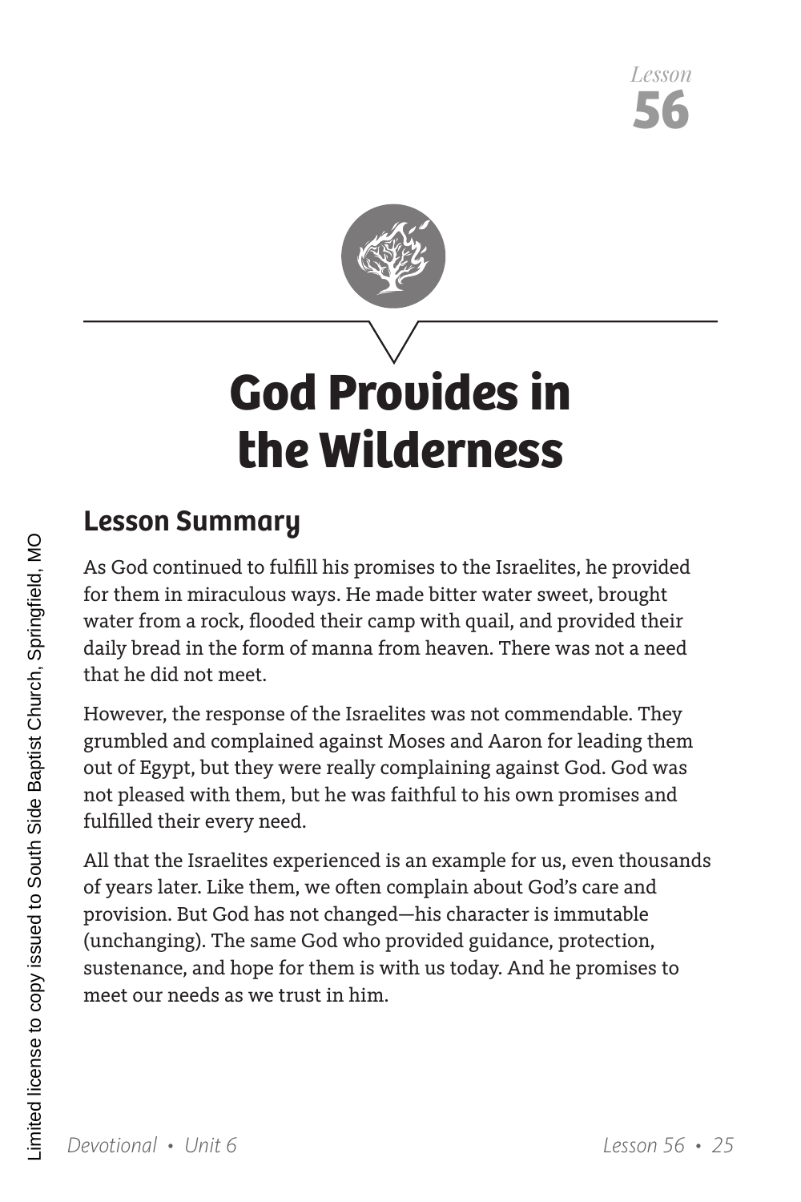Lesson
**56**

# God Provides in the Wilderness

## Lesson Summary

As God continued to fulfill his promises to the Israelites, he provided for them in miraculous ways. He made bitter water sweet, brought water from a rock, flooded their camp with quail, and provided their daily bread in the form of manna from heaven. There was not a need that he did not meet.

However, the response of the Israelites was not commendable. They grumbled and complained against Moses and Aaron for leading them out of Egypt, but they were really complaining against God. God was not pleased with them, but he was faithful to his own promises and fulfilled their every need.

All that the Israelites experienced is an example for us, even thousands of years later. Like them, we often complain about God's care and provision. But God has not changed—his character is immutable (unchanging). The same God who provided guidance, protection, sustenance, and hope for them is with us today. And he promises to meet our needs as we trust in him.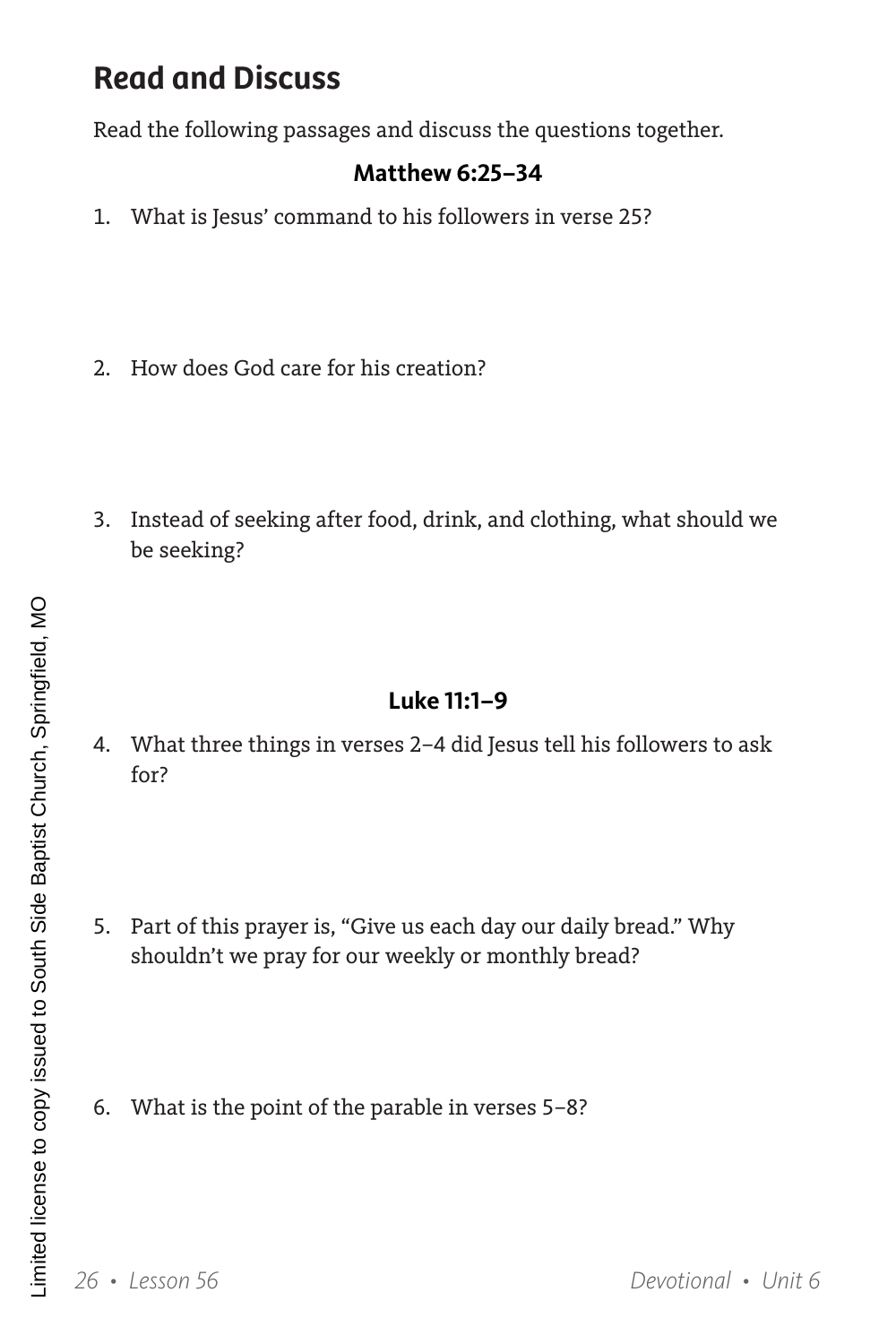## Read and Discuss

Read the following passages and discuss the questions together.

**Matthew 6:25–34**

1. What is Jesus' command to his followers in verse 25?

2. How does God care for his creation?

3. Instead of seeking after food, drink, and clothing, what should we be seeking?

**Luke 11:1–9**

4. What three things in verses 2–4 did Jesus tell his followers to ask for?

5. Part of this prayer is, "Give us each day our daily bread." Why shouldn't we pray for our weekly or monthly bread?

6. What is the point of the parable in verses 5–8?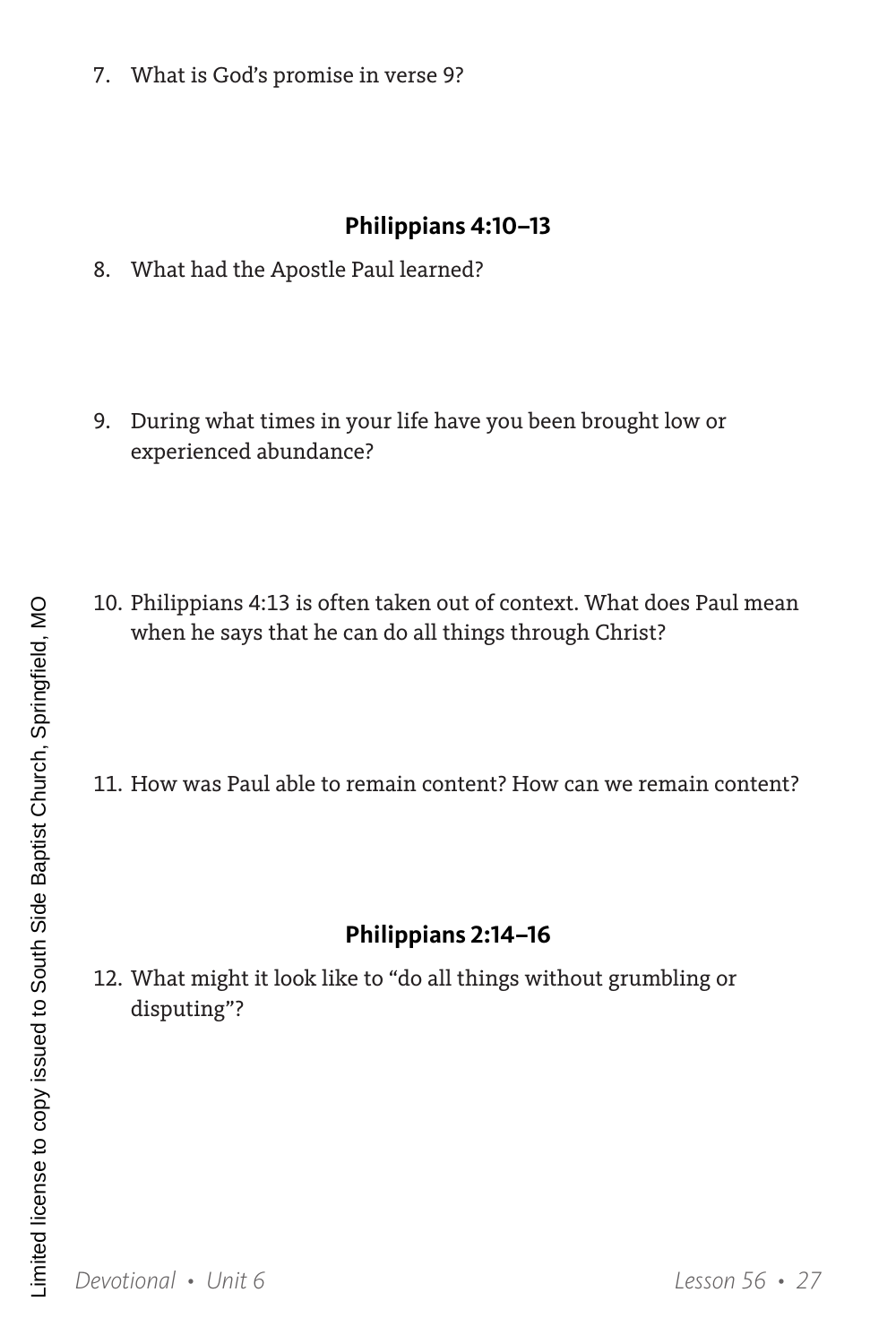7. What is God's promise in verse 9?

## Philippians 4:10–13

8. What had the Apostle Paul learned?

9. During what times in your life have you been brought low or experienced abundance?

10. Philippians 4:13 is often taken out of context. What does Paul mean when he says that he can do all things through Christ?

11. How was Paul able to remain content? How can we remain content?

## Philippians 2:14–16

12. What might it look like to "do all things without grumbling or disputing"?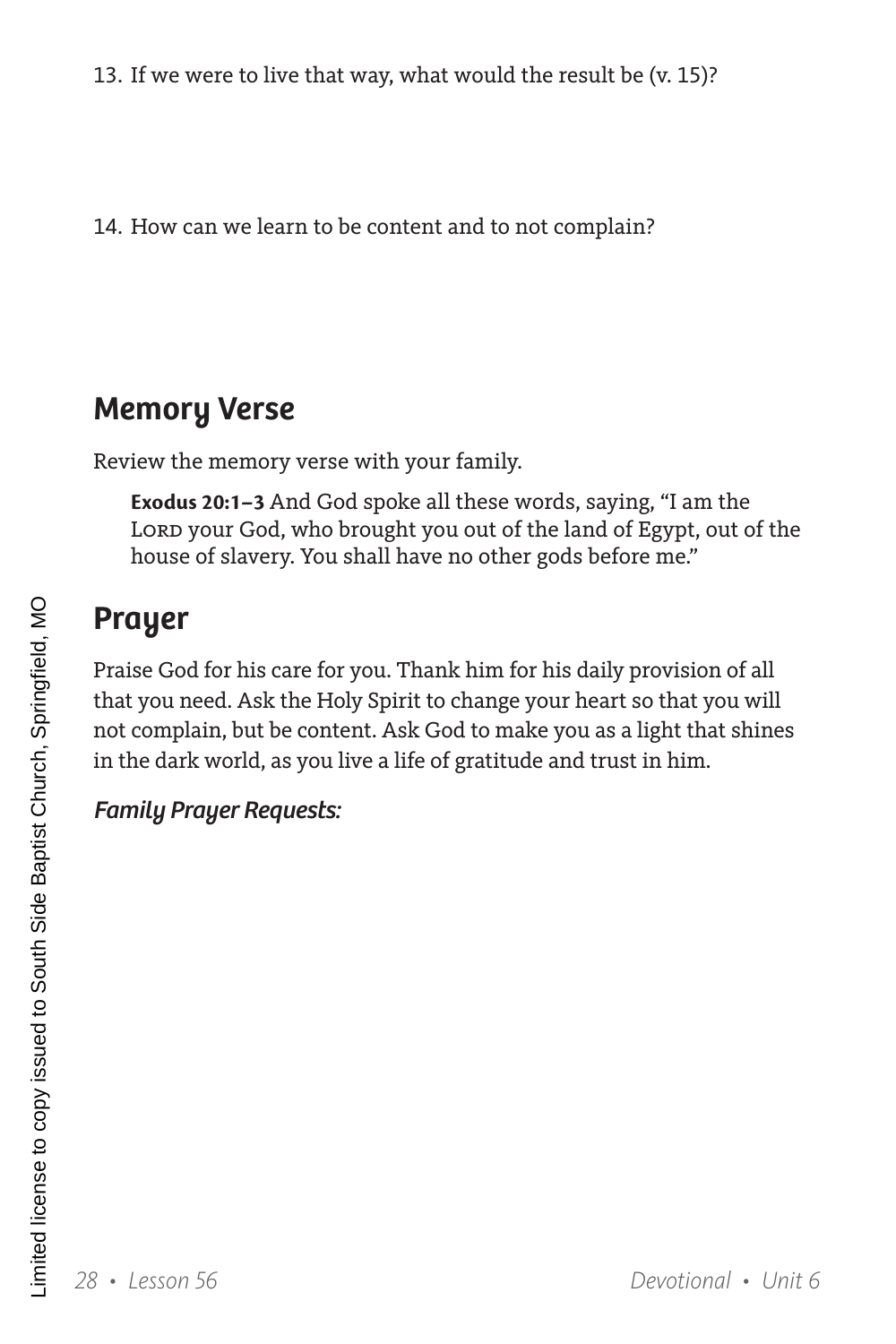13. If we were to live that way, what would the result be (v. 15)?

14. How can we learn to be content and to not complain?

## Memory Verse

Review the memory verse with your family.

> **Exodus 20:1–3** And God spoke all these words, saying, "I am the LORD your God, who brought you out of the land of Egypt, out of the house of slavery. You shall have no other gods before me."

## Prayer

Praise God for his care for you. Thank him for his daily provision of all that you need. Ask the Holy Spirit to change your heart so that you will not complain, but be content. Ask God to make you as a light that shines in the dark world, as you live a life of gratitude and trust in him.

***Family Prayer Requests:***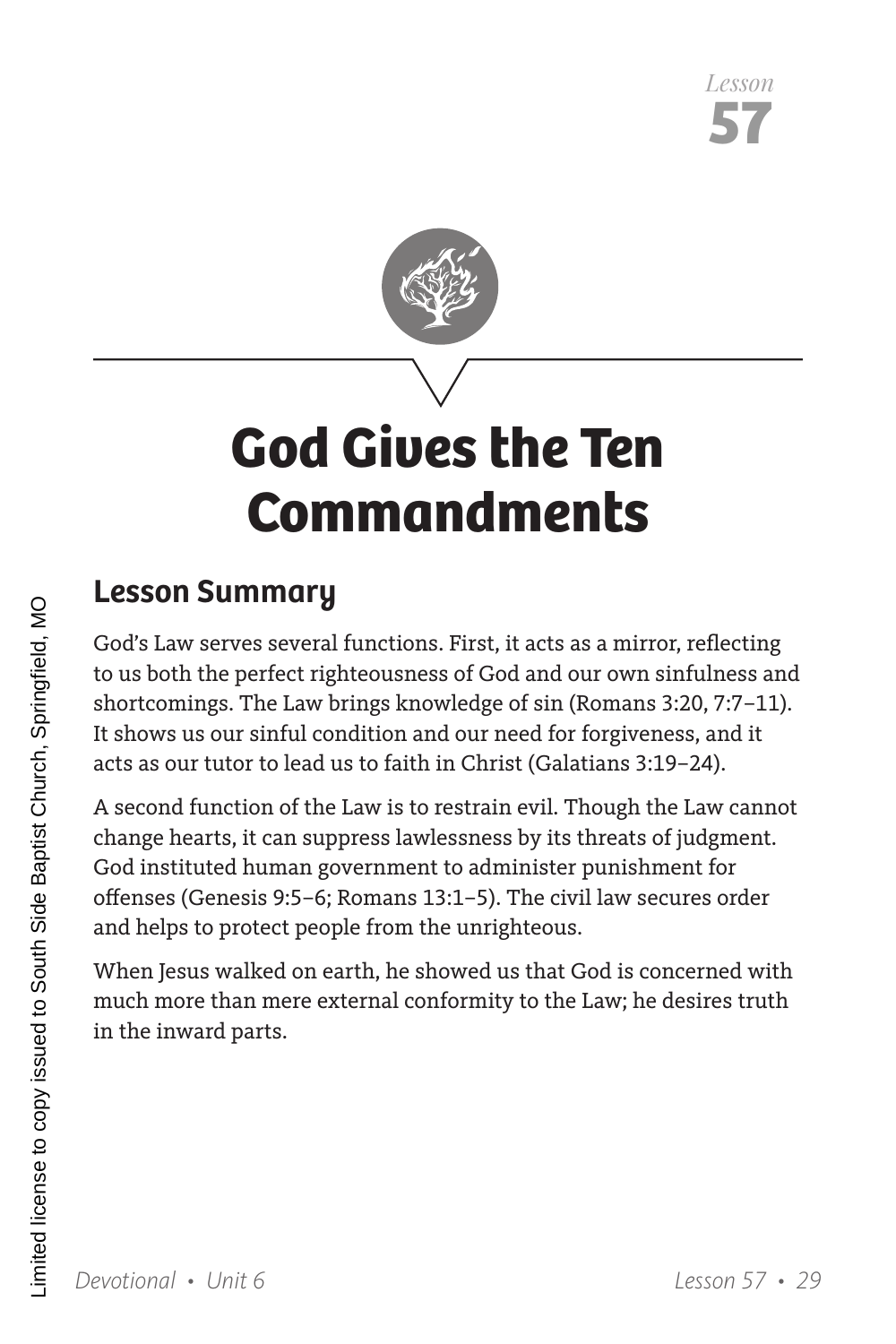*Lesson*
**57**

# God Gives the Ten Commandments

## Lesson Summary

God's Law serves several functions. First, it acts as a mirror, reflecting to us both the perfect righteousness of God and our own sinfulness and shortcomings. The Law brings knowledge of sin (Romans 3:20, 7:7–11). It shows us our sinful condition and our need for forgiveness, and it acts as our tutor to lead us to faith in Christ (Galatians 3:19–24).

A second function of the Law is to restrain evil. Though the Law cannot change hearts, it can suppress lawlessness by its threats of judgment. God instituted human government to administer punishment for offenses (Genesis 9:5–6; Romans 13:1–5). The civil law secures order and helps to protect people from the unrighteous.

When Jesus walked on earth, he showed us that God is concerned with much more than mere external conformity to the Law; he desires truth in the inward parts.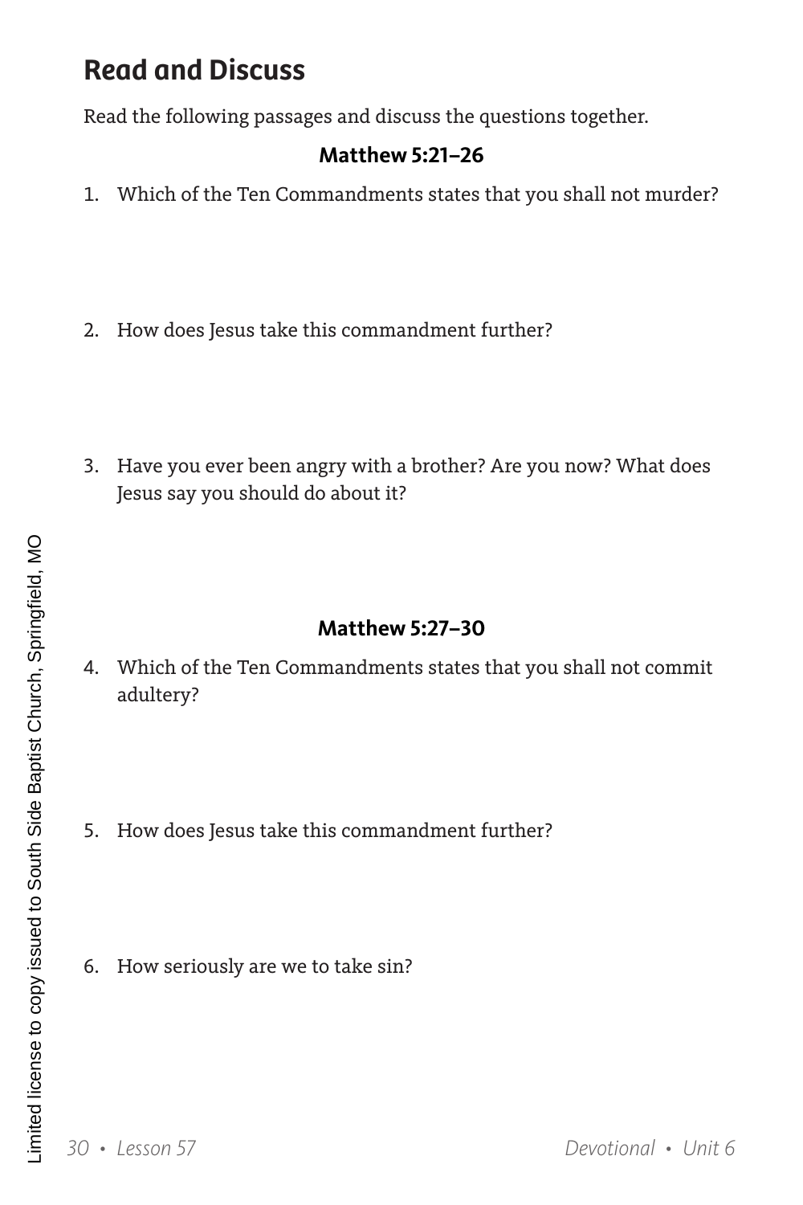## Read and Discuss

Read the following passages and discuss the questions together.

**Matthew 5:21–26**

1. Which of the Ten Commandments states that you shall not murder?

2. How does Jesus take this commandment further?

3. Have you ever been angry with a brother? Are you now? What does Jesus say you should do about it?

**Matthew 5:27–30**

4. Which of the Ten Commandments states that you shall not commit adultery?

5. How does Jesus take this commandment further?

6. How seriously are we to take sin?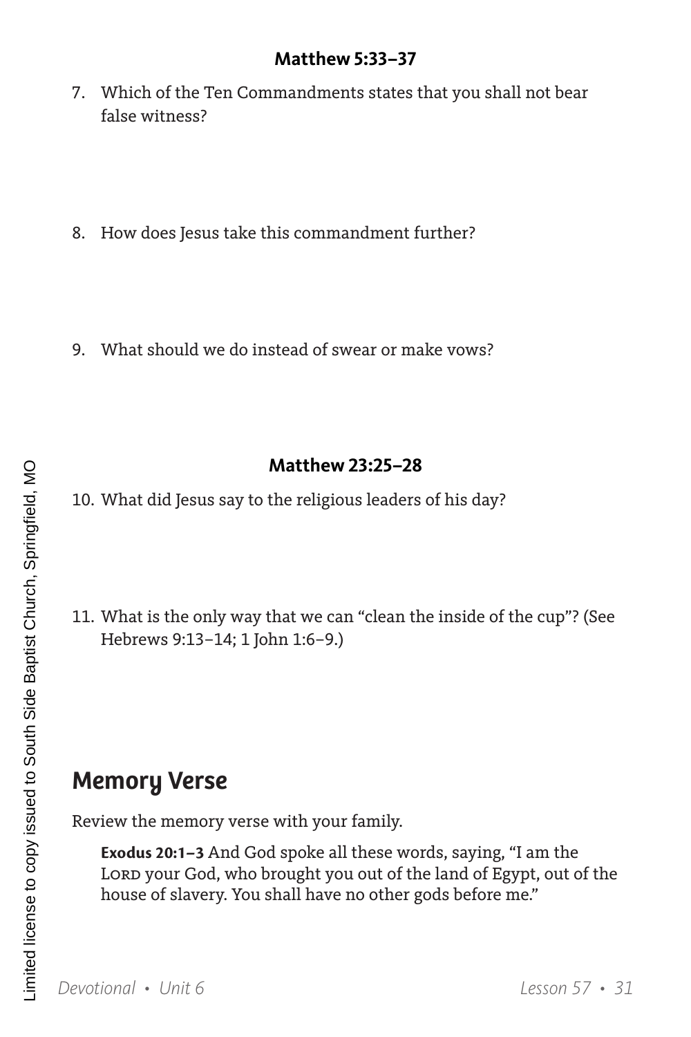**Matthew 5:33–37**

7. Which of the Ten Commandments states that you shall not bear false witness?

8. How does Jesus take this commandment further?

9. What should we do instead of swear or make vows?

**Matthew 23:25–28**

10. What did Jesus say to the religious leaders of his day?

11. What is the only way that we can "clean the inside of the cup"? (See Hebrews 9:13–14; 1 John 1:6–9.)

## Memory Verse

Review the memory verse with your family.

> **Exodus 20:1–3** And God spoke all these words, saying, "I am the LORD your God, who brought you out of the land of Egypt, out of the house of slavery. You shall have no other gods before me."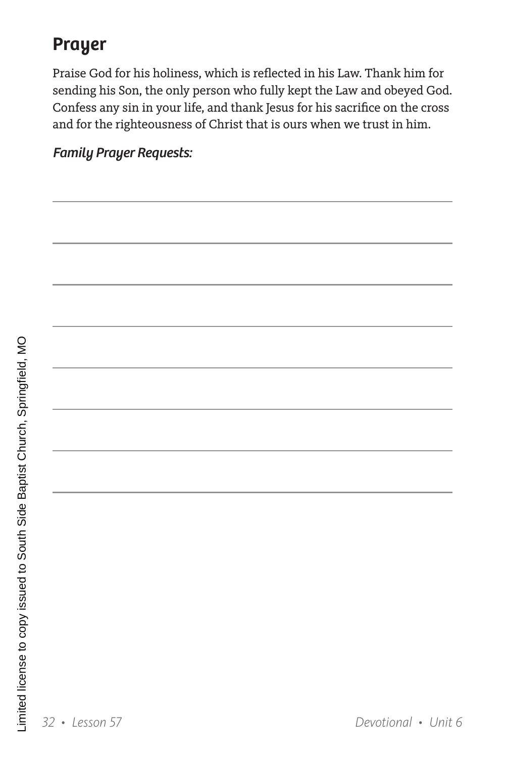## Prayer

Praise God for his holiness, which is reflected in his Law. Thank him for sending his Son, the only person who fully kept the Law and obeyed God. Confess any sin in your life, and thank Jesus for his sacrifice on the cross and for the righteousness of Christ that is ours when we trust in him.

***Family Prayer Requests:***

Limited license to copy issued to South Side Baptist Church, Springfield, MO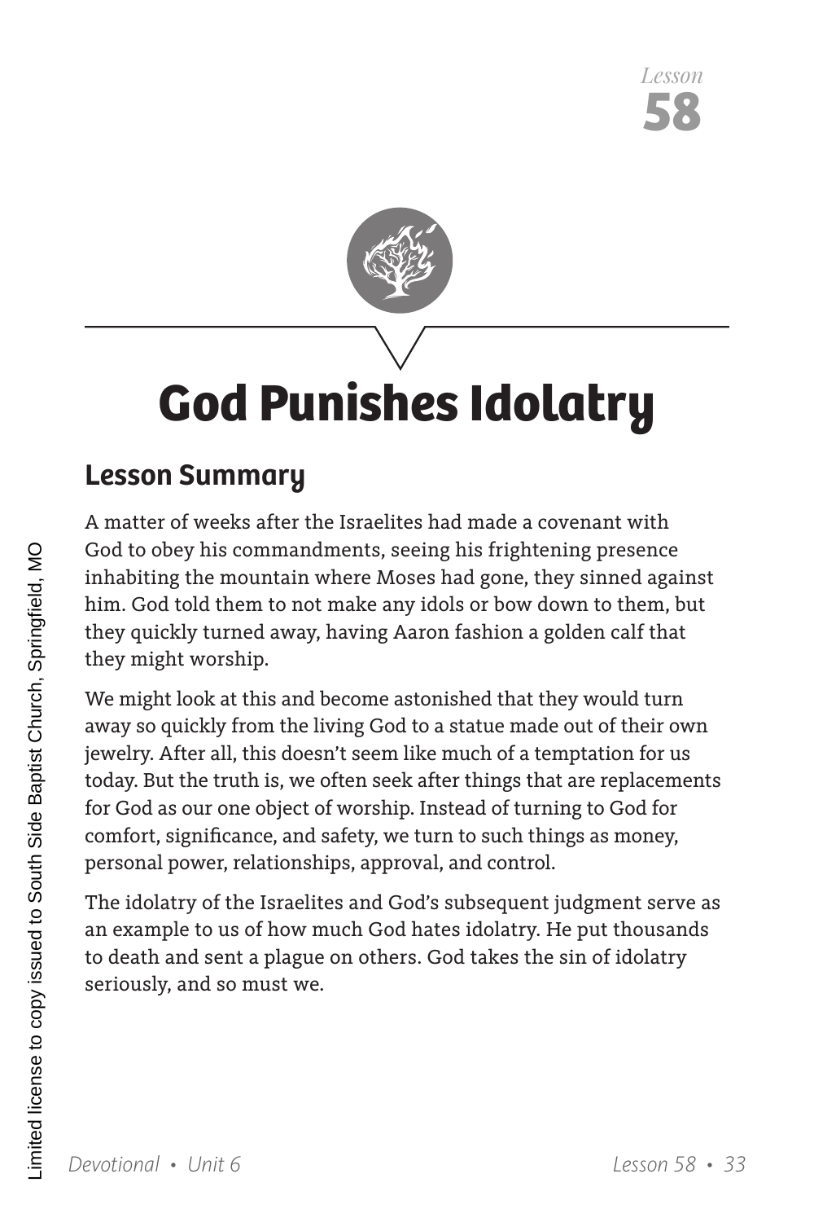*Lesson*
**58**

# God Punishes Idolatry

## Lesson Summary

A matter of weeks after the Israelites had made a covenant with God to obey his commandments, seeing his frightening presence inhabiting the mountain where Moses had gone, they sinned against him. God told them to not make any idols or bow down to them, but they quickly turned away, having Aaron fashion a golden calf that they might worship.

We might look at this and become astonished that they would turn away so quickly from the living God to a statue made out of their own jewelry. After all, this doesn't seem like much of a temptation for us today. But the truth is, we often seek after things that are replacements for God as our one object of worship. Instead of turning to God for comfort, significance, and safety, we turn to such things as money, personal power, relationships, approval, and control.

The idolatry of the Israelites and God's subsequent judgment serve as an example to us of how much God hates idolatry. He put thousands to death and sent a plague on others. God takes the sin of idolatry seriously, and so must we.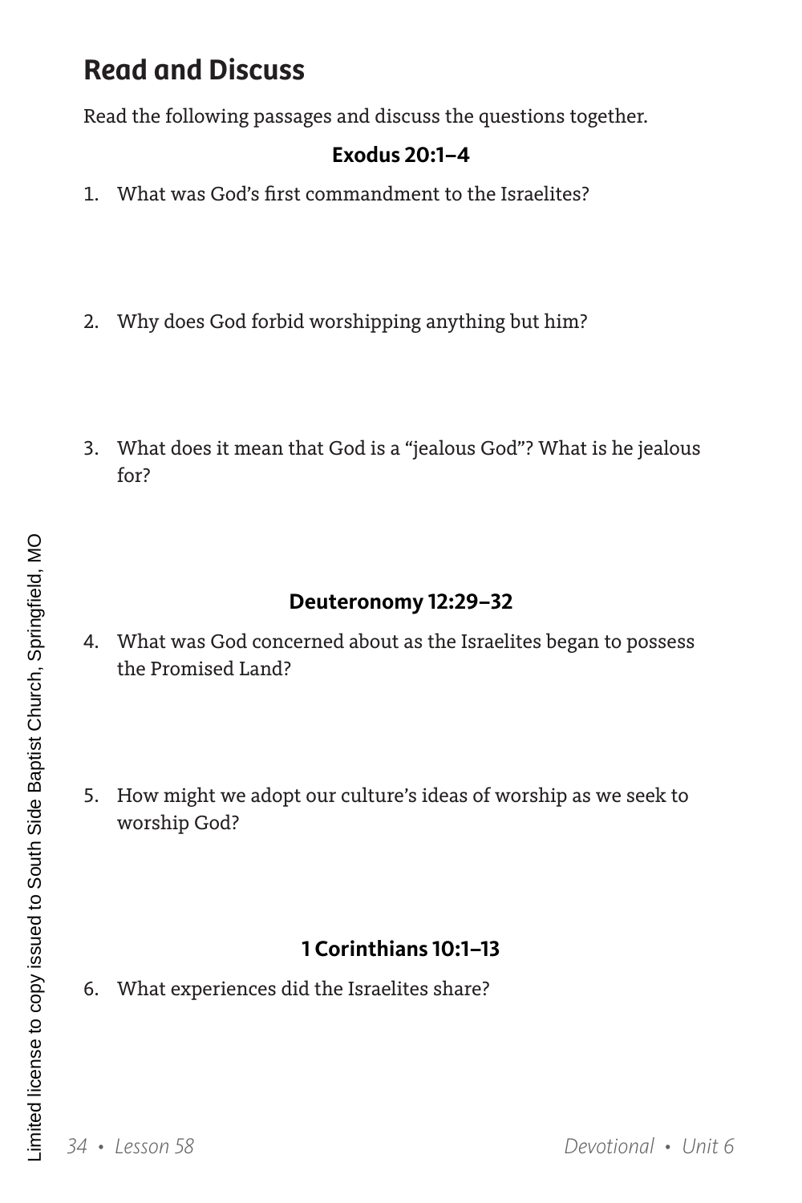## Read and Discuss

Read the following passages and discuss the questions together.

**Exodus 20:1–4**

1. What was God's first commandment to the Israelites?

2. Why does God forbid worshipping anything but him?

3. What does it mean that God is a "jealous God"? What is he jealous for?

**Deuteronomy 12:29–32**

4. What was God concerned about as the Israelites began to possess the Promised Land?

5. How might we adopt our culture's ideas of worship as we seek to worship God?

**1 Corinthians 10:1–13**

6. What experiences did the Israelites share?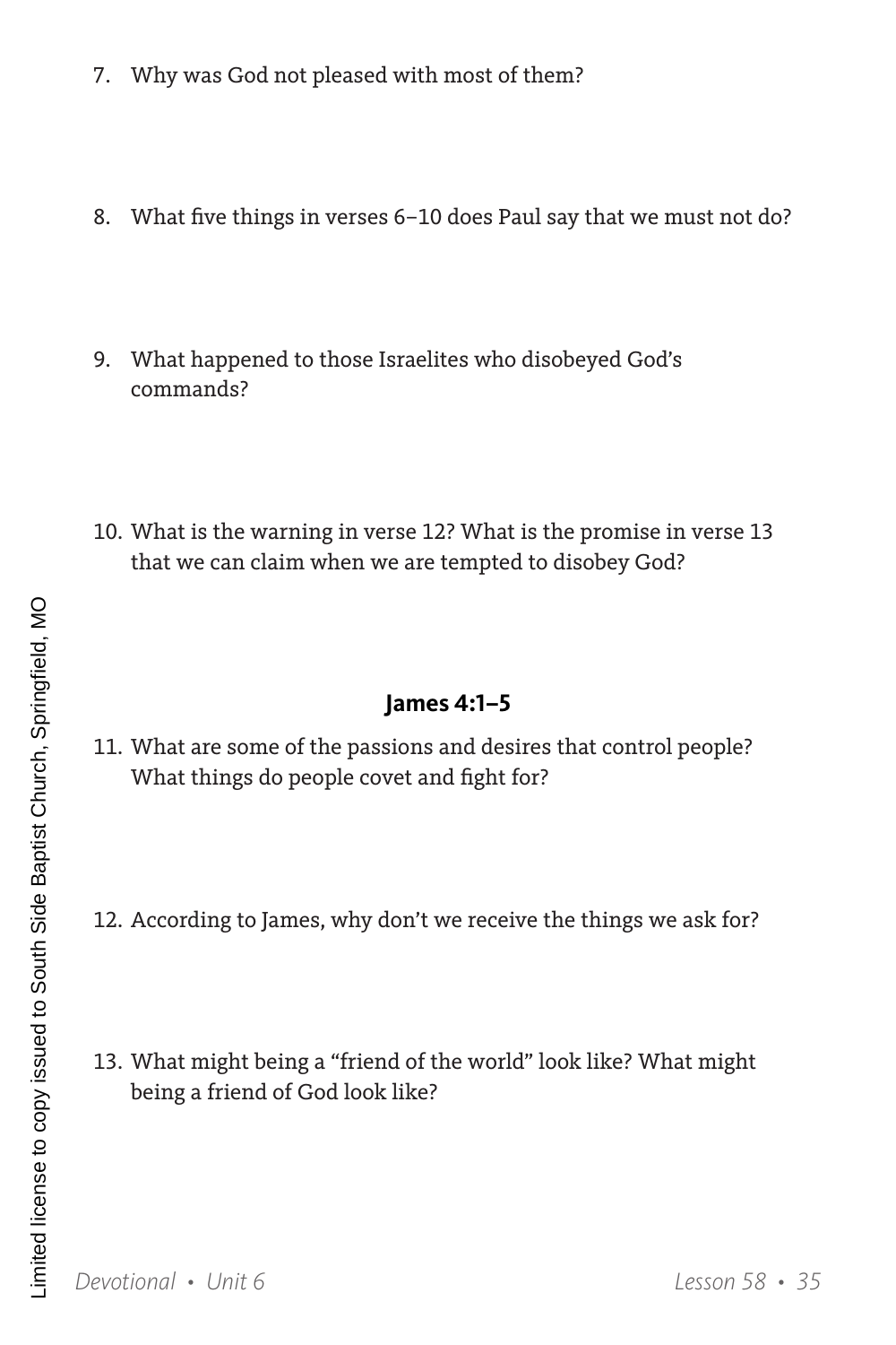7. Why was God not pleased with most of them?

8. What five things in verses 6–10 does Paul say that we must not do?

9. What happened to those Israelites who disobeyed God's commands?

10. What is the warning in verse 12? What is the promise in verse 13 that we can claim when we are tempted to disobey God?

**James 4:1–5**

11. What are some of the passions and desires that control people? What things do people covet and fight for?

12. According to James, why don't we receive the things we ask for?

13. What might being a "friend of the world" look like? What might being a friend of God look like?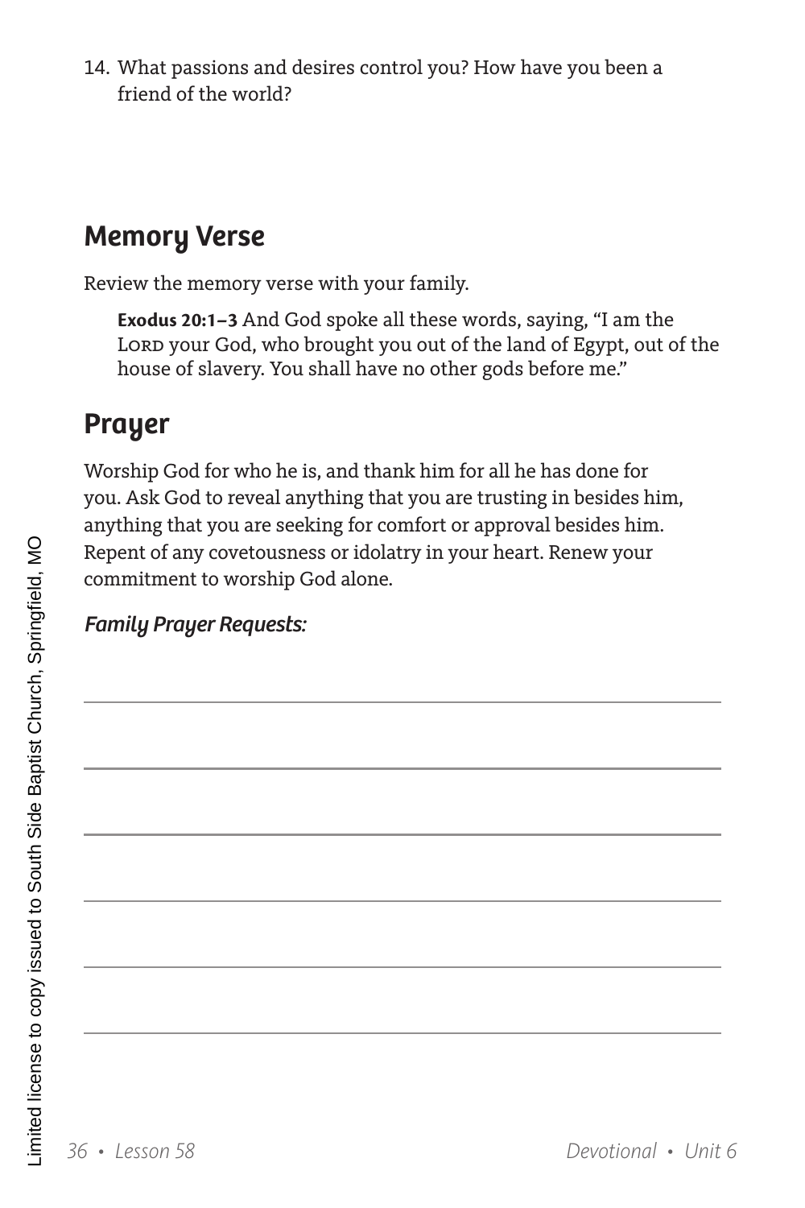14. What passions and desires control you? How have you been a friend of the world?

## Memory Verse

Review the memory verse with your family.

> **Exodus 20:1–3** And God spoke all these words, saying, "I am the LORD your God, who brought you out of the land of Egypt, out of the house of slavery. You shall have no other gods before me."

## Prayer

Worship God for who he is, and thank him for all he has done for you. Ask God to reveal anything that you are trusting in besides him, anything that you are seeking for comfort or approval besides him. Repent of any covetousness or idolatry in your heart. Renew your commitment to worship God alone.

***Family Prayer Requests:***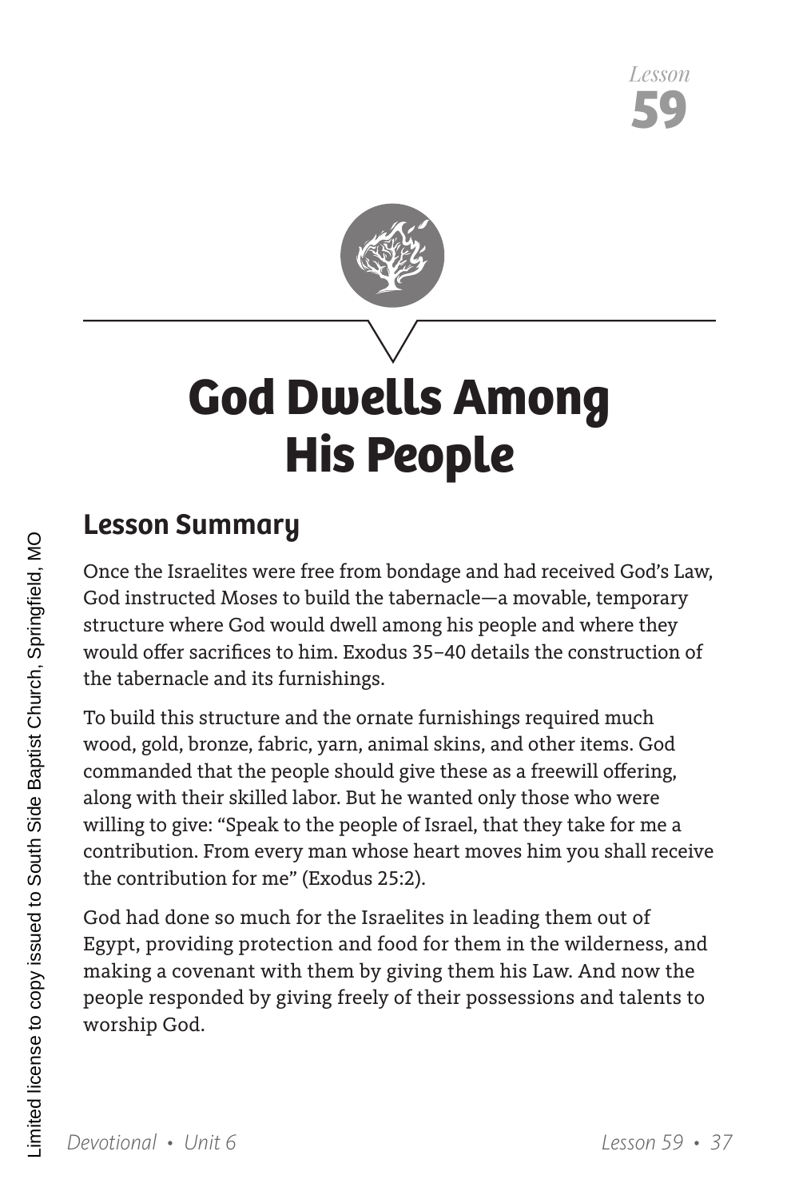# God Dwells Among His People

## Lesson Summary

Once the Israelites were free from bondage and had received God's Law, God instructed Moses to build the tabernacle—a movable, temporary structure where God would dwell among his people and where they would offer sacrifices to him. Exodus 35–40 details the construction of the tabernacle and its furnishings.

To build this structure and the ornate furnishings required much wood, gold, bronze, fabric, yarn, animal skins, and other items. God commanded that the people should give these as a freewill offering, along with their skilled labor. But he wanted only those who were willing to give: "Speak to the people of Israel, that they take for me a contribution. From every man whose heart moves him you shall receive the contribution for me" (Exodus 25:2).

God had done so much for the Israelites in leading them out of Egypt, providing protection and food for them in the wilderness, and making a covenant with them by giving them his Law. And now the people responded by giving freely of their possessions and talents to worship God.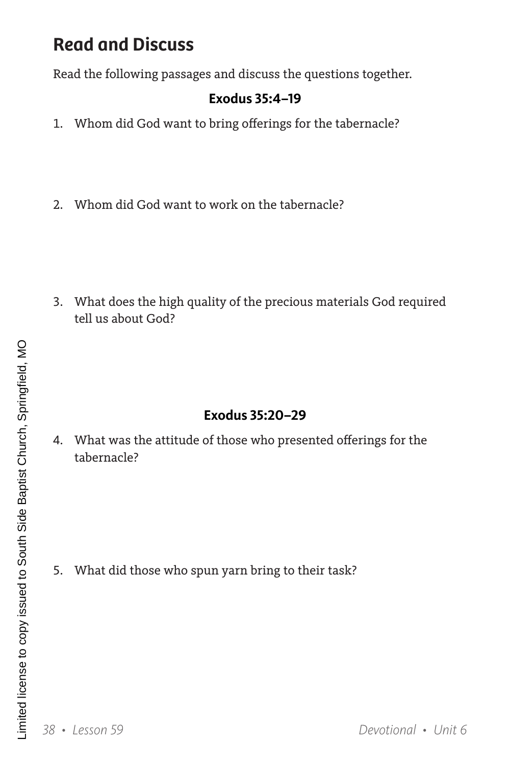## Read and Discuss

Read the following passages and discuss the questions together.

**Exodus 35:4–19**

1. Whom did God want to bring offerings for the tabernacle?

2. Whom did God want to work on the tabernacle?

3. What does the high quality of the precious materials God required tell us about God?

**Exodus 35:20–29**

4. What was the attitude of those who presented offerings for the tabernacle?

5. What did those who spun yarn bring to their task?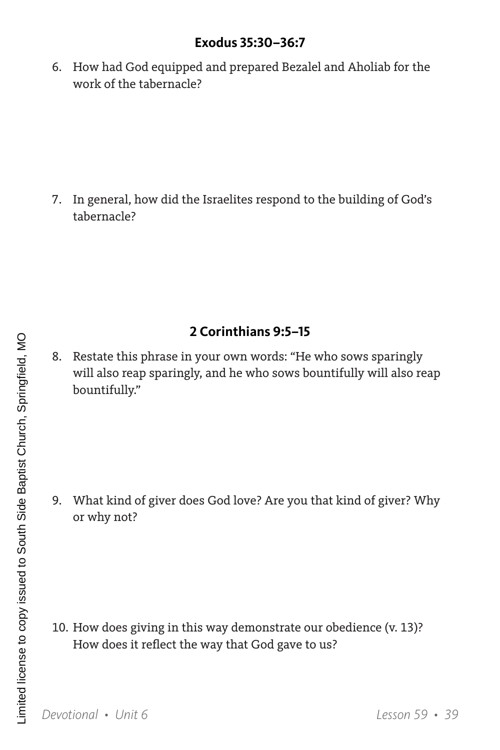### Exodus 35:30–36:7

6. How had God equipped and prepared Bezalel and Aholiab for the work of the tabernacle?

7. In general, how did the Israelites respond to the building of God's tabernacle?

### 2 Corinthians 9:5–15

8. Restate this phrase in your own words: "He who sows sparingly will also reap sparingly, and he who sows bountifully will also reap bountifully."

9. What kind of giver does God love? Are you that kind of giver? Why or why not?

10. How does giving in this way demonstrate our obedience (v. 13)? How does it reflect the way that God gave to us?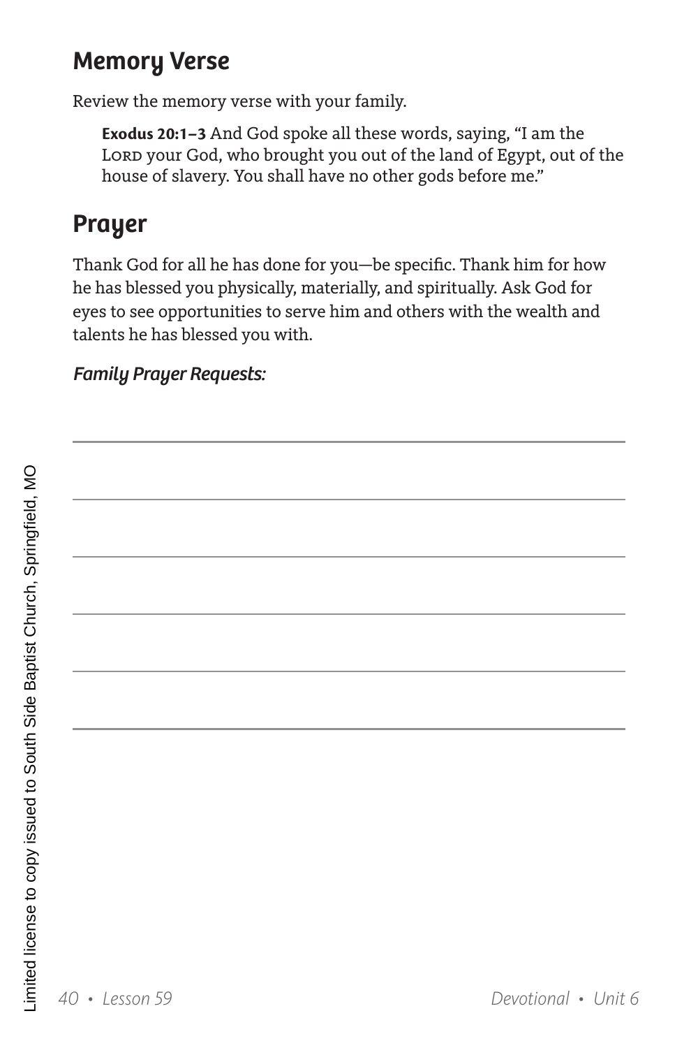## Memory Verse

Review the memory verse with your family.

> **Exodus 20:1–3** And God spoke all these words, saying, "I am the LORD your God, who brought you out of the land of Egypt, out of the house of slavery. You shall have no other gods before me."

## Prayer

Thank God for all he has done for you—be specific. Thank him for how he has blessed you physically, materially, and spiritually. Ask God for eyes to see opportunities to serve him and others with the wealth and talents he has blessed you with.

***Family Prayer Requests:***

Limited license to copy issued to South Side Baptist Church, Springfield, MO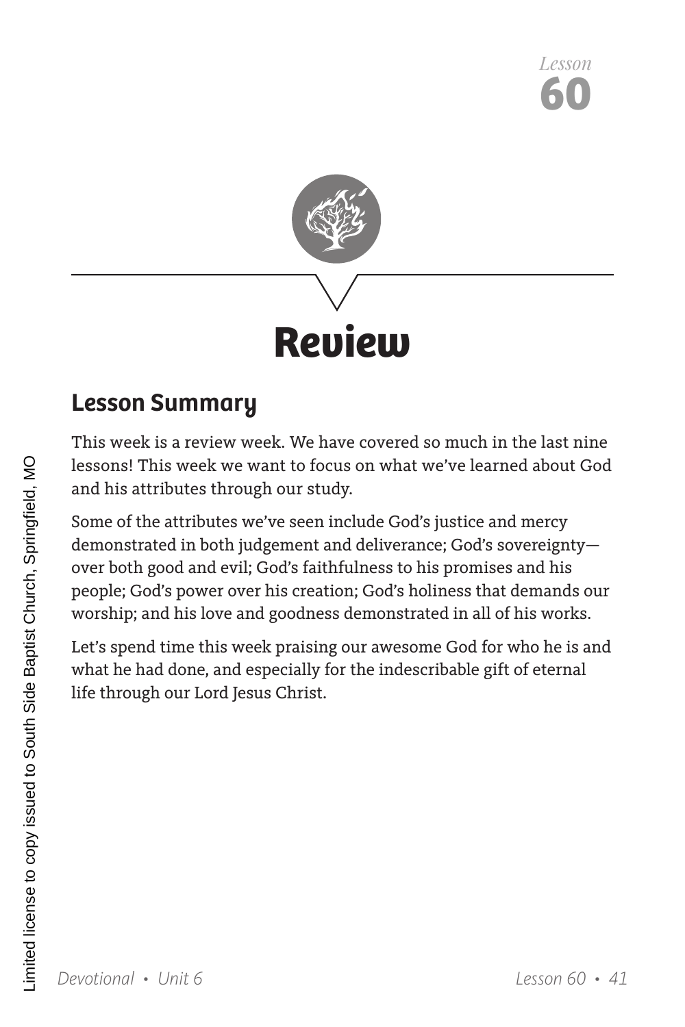Lesson
**60**

# Review

## Lesson Summary

This week is a review week. We have covered so much in the last nine lessons! This week we want to focus on what we've learned about God and his attributes through our study.

Some of the attributes we've seen include God's justice and mercy demonstrated in both judgement and deliverance; God's sovereignty—over both good and evil; God's faithfulness to his promises and his people; God's power over his creation; God's holiness that demands our worship; and his love and goodness demonstrated in all of his works.

Let's spend time this week praising our awesome God for who he is and what he had done, and especially for the indescribable gift of eternal life through our Lord Jesus Christ.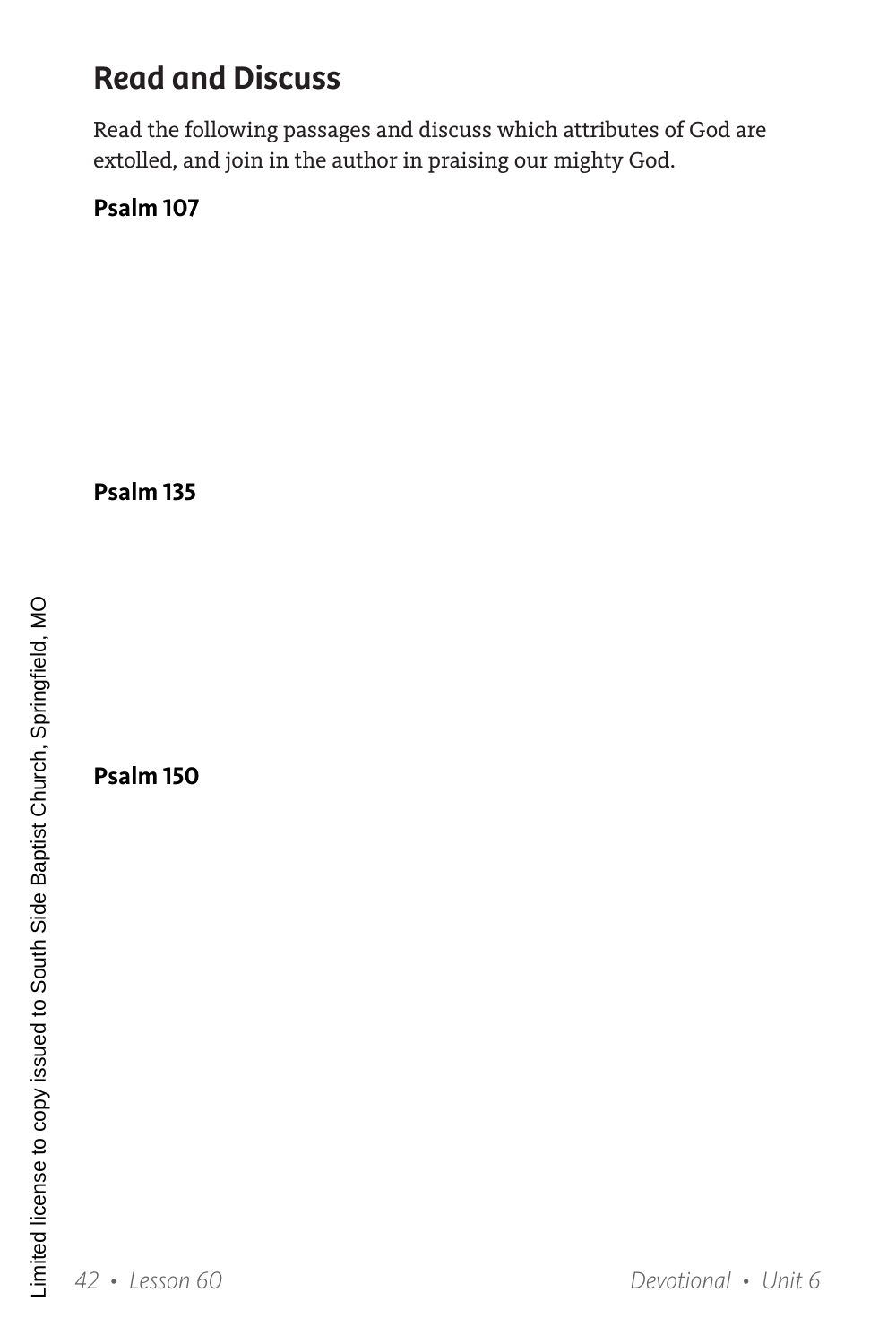## Read and Discuss

Read the following passages and discuss which attributes of God are extolled, and join in the author in praising our mighty God.

**Psalm 107**

**Psalm 135**

**Psalm 150**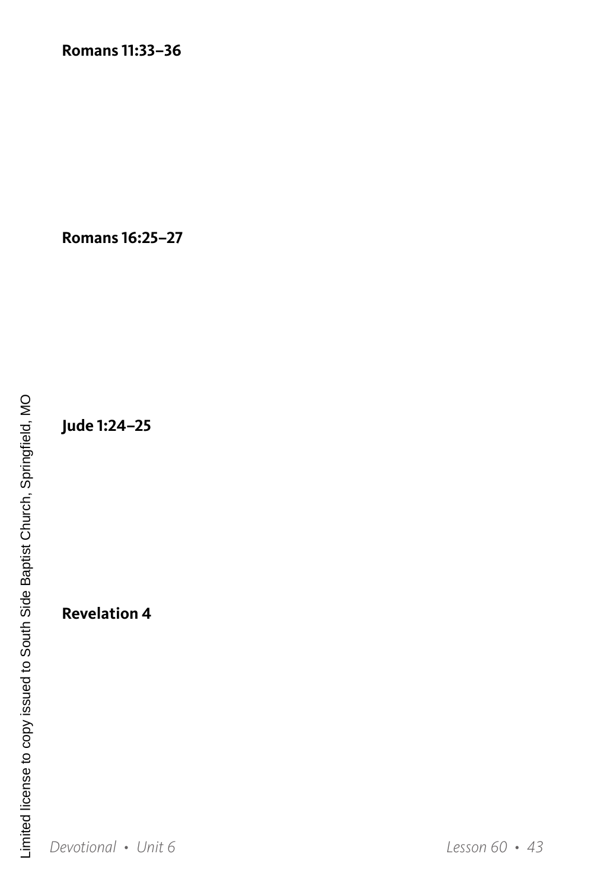**Romans 11:33–36**

**Romans 16:25–27**

**Jude 1:24–25**

**Revelation 4**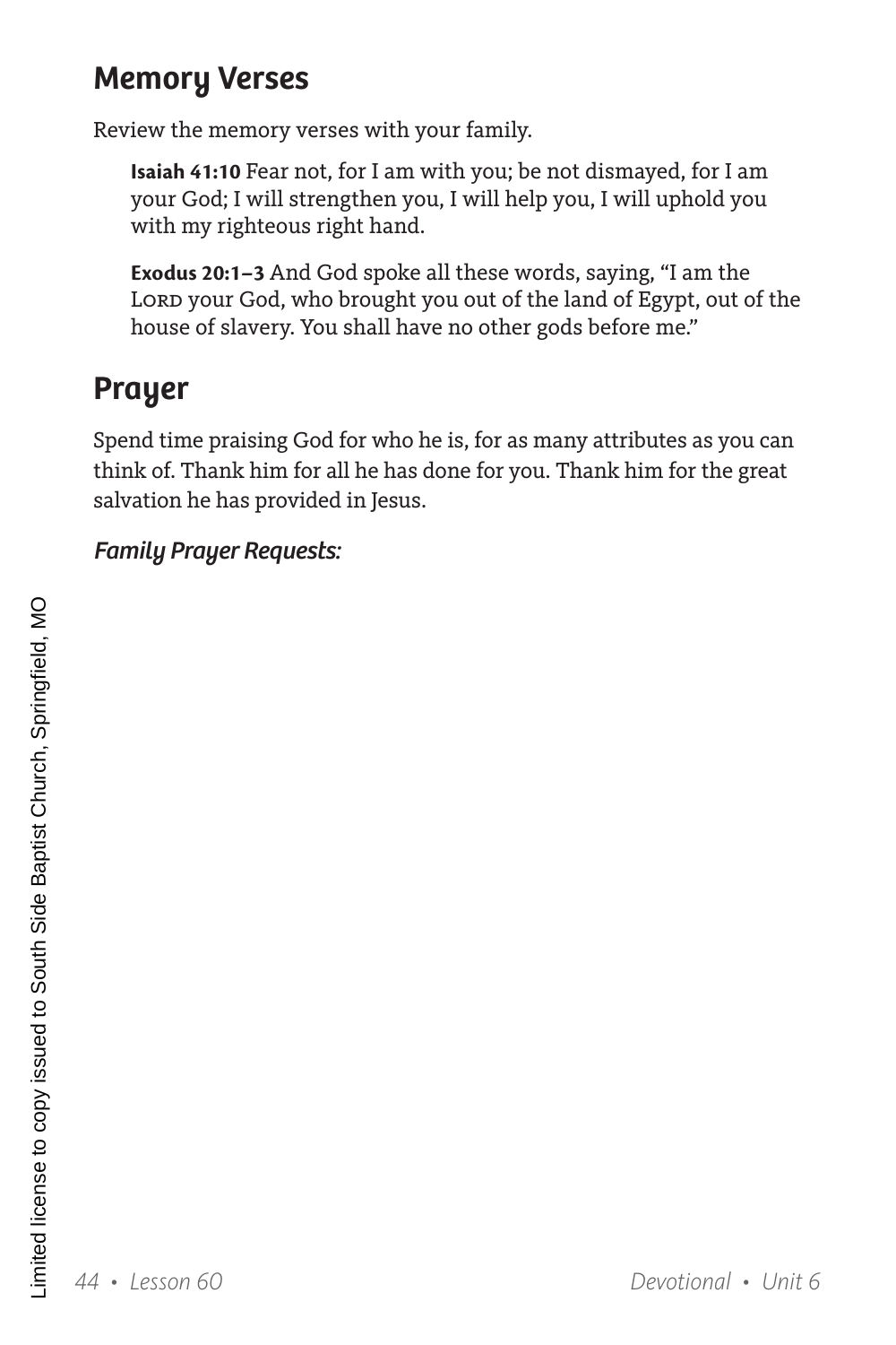## Memory Verses

Review the memory verses with your family.

> **Isaiah 41:10** Fear not, for I am with you; be not dismayed, for I am your God; I will strengthen you, I will help you, I will uphold you with my righteous right hand.
>
> **Exodus 20:1–3** And God spoke all these words, saying, "I am the LORD your God, who brought you out of the land of Egypt, out of the house of slavery. You shall have no other gods before me."

## Prayer

Spend time praising God for who he is, for as many attributes as you can think of. Thank him for all he has done for you. Thank him for the great salvation he has provided in Jesus.

***Family Prayer Requests:***